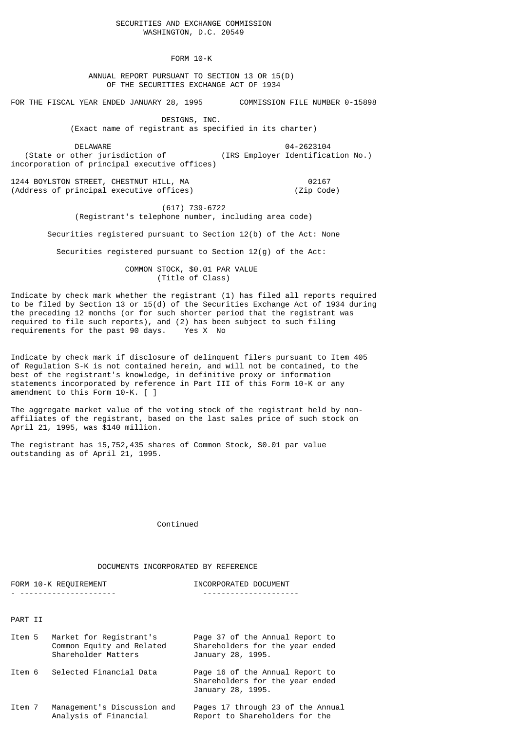SECURITIES AND EXCHANGE COMMISSION
WASHINGTON, D.C. 20549

# FORM 10-K

ANNUAL REPORT PURSUANT TO SECTION 13 OR 15(D)
OF THE SECURITIES EXCHANGE ACT OF 1934

FOR THE FISCAL YEAR ENDED JANUARY 28, 1995 COMMISSION FILE NUMBER 0-15898

## DESIGNS, INC.

(Exact name of registrant as specified in its charter)

| DELAWARE | 04-2623104 |
|---|---|
| (State or other jurisdiction of incorporation of principal executive offices) | (IRS Employer Identification No.) |

| 1244 BOYLSTON STREET, CHESTNUT HILL, MA | 02167 |
|---|---|
| (Address of principal executive offices) | (Zip Code) |

(617) 739-6722
(Registrant's telephone number, including area code)

Securities registered pursuant to Section 12(b) of the Act: None

Securities registered pursuant to Section 12(g) of the Act:

COMMON STOCK, $0.01 PAR VALUE
(Title of Class)

Indicate by check mark whether the registrant (1) has filed all reports required to be filed by Section 13 or 15(d) of the Securities Exchange Act of 1934 during the preceding 12 months (or for such shorter period that the registrant was required to file such reports), and (2) has been subject to such filing requirements for the past 90 days. Yes X No

Indicate by check mark if disclosure of delinquent filers pursuant to Item 405 of Regulation S-K is not contained herein, and will not be contained, to the best of the registrant's knowledge, in definitive proxy or information statements incorporated by reference in Part III of this Form 10-K or any amendment to this Form 10-K. [ ]

The aggregate market value of the voting stock of the registrant held by non-affiliates of the registrant, based on the last sales price of such stock on April 21, 1995, was $140 million.

The registrant has 15,752,435 shares of Common Stock, $0.01 par value outstanding as of April 21, 1995.

Continued

DOCUMENTS INCORPORATED BY REFERENCE

| FORM 10-K REQUIREMENT | | INCORPORATED DOCUMENT |
|---|---|---|
| PART II | | |
| Item 5 | Market for Registrant's Common Equity and Related Shareholder Matters | Page 37 of the Annual Report to Shareholders for the year ended January 28, 1995. |
| Item 6 | Selected Financial Data | Page 16 of the Annual Report to Shareholders for the year ended January 28, 1995. |
| Item 7 | Management's Discussion and Analysis of Financial | Pages 17 through 23 of the Annual Report to Shareholders for the |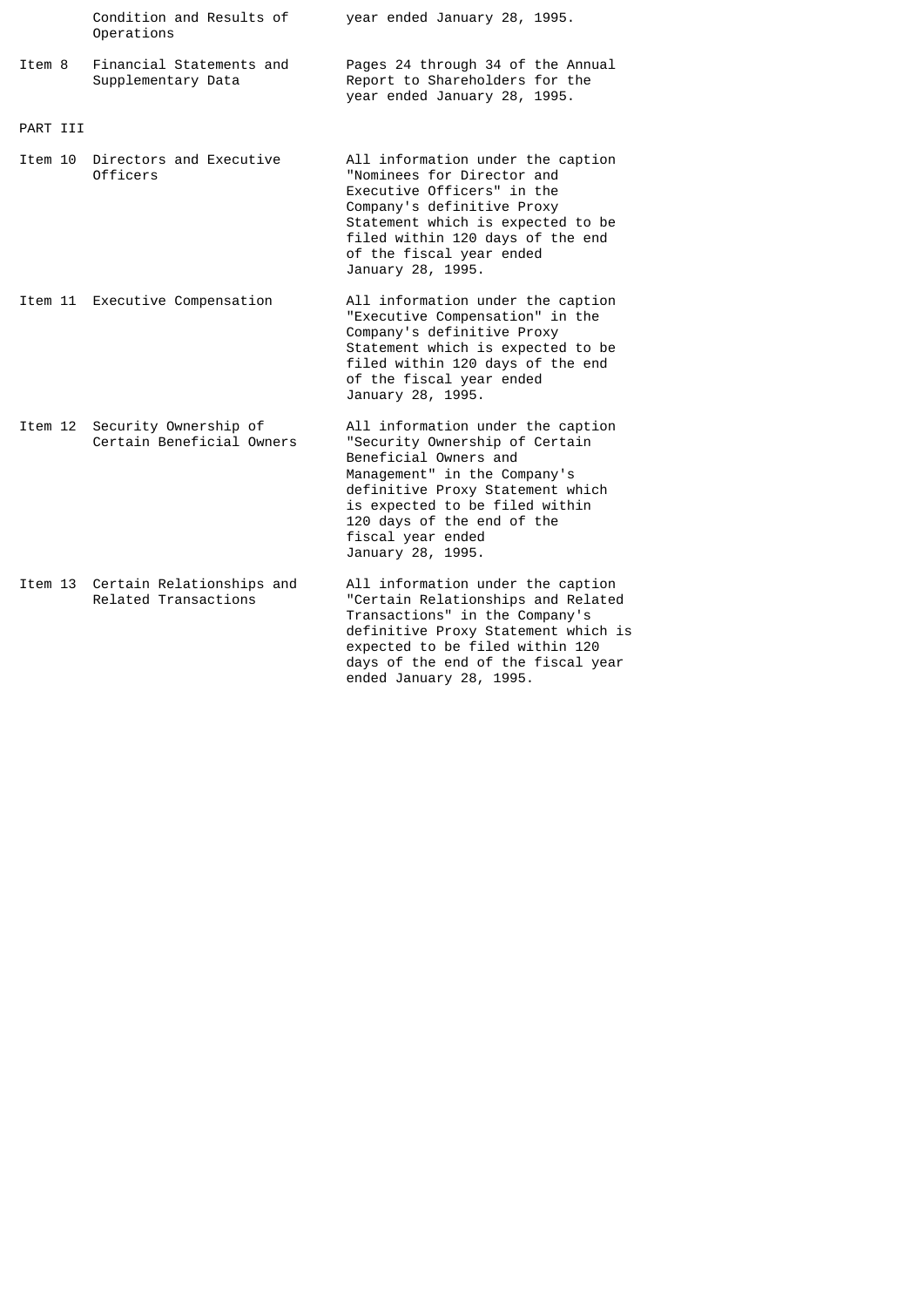| | | |
|---|---|---|
| | Condition and Results of Operations | year ended January 28, 1995. |
| Item 8 | Financial Statements and Supplementary Data | Pages 24 through 34 of the Annual Report to Shareholders for the year ended January 28, 1995. |

PART III

| | | |
|---|---|---|
| Item 10 | Directors and Executive Officers | All information under the caption "Nominees for Director and Executive Officers" in the Company's definitive Proxy Statement which is expected to be filed within 120 days of the end of the fiscal year ended January 28, 1995. |
| Item 11 | Executive Compensation | All information under the caption "Executive Compensation" in the Company's definitive Proxy Statement which is expected to be filed within 120 days of the end of the fiscal year ended January 28, 1995. |
| Item 12 | Security Ownership of Certain Beneficial Owners | All information under the caption "Security Ownership of Certain Beneficial Owners and Management" in the Company's definitive Proxy Statement which is expected to be filed within 120 days of the end of the fiscal year ended January 28, 1995. |
| Item 13 | Certain Relationships and Related Transactions | All information under the caption "Certain Relationships and Related Transactions" in the Company's definitive Proxy Statement which is expected to be filed within 120 days of the end of the fiscal year ended January 28, 1995. |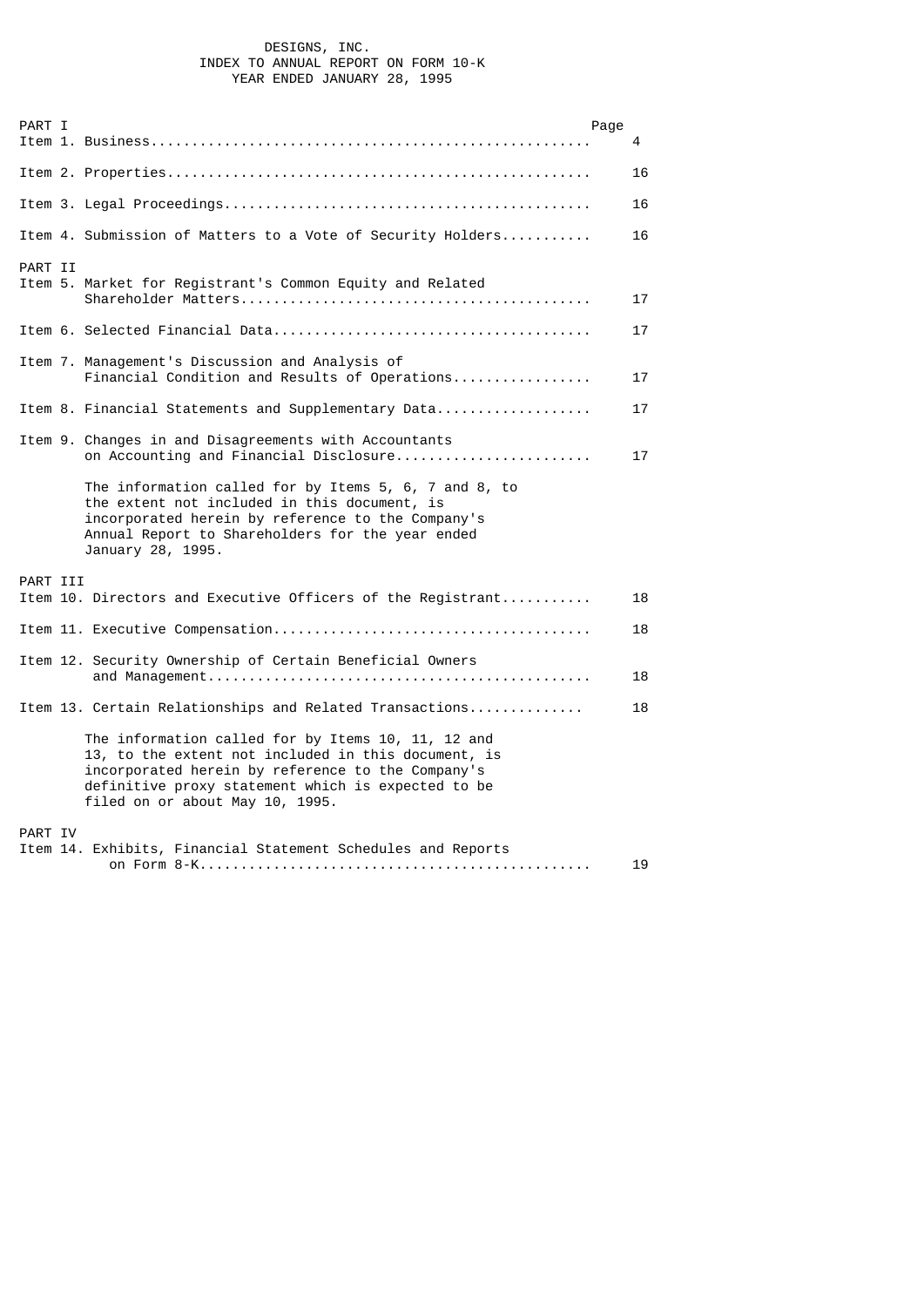# DESIGNS, INC.
## INDEX TO ANNUAL REPORT ON FORM 10-K
## YEAR ENDED JANUARY 28, 1995

| | Page |
|---|---|
| **PART I** | |
| Item 1. Business | 4 |
| Item 2. Properties | 16 |
| Item 3. Legal Proceedings | 16 |
| Item 4. Submission of Matters to a Vote of Security Holders | 16 |
| **PART II** | |
| Item 5. Market for Registrant's Common Equity and Related Shareholder Matters | 17 |
| Item 6. Selected Financial Data | 17 |
| Item 7. Management's Discussion and Analysis of Financial Condition and Results of Operations | 17 |
| Item 8. Financial Statements and Supplementary Data | 17 |
| Item 9. Changes in and Disagreements with Accountants on Accounting and Financial Disclosure | 17 |

The information called for by Items 5, 6, 7 and 8, to the extent not included in this document, is incorporated herein by reference to the Company's Annual Report to Shareholders for the year ended January 28, 1995.

| | Page |
|---|---|
| **PART III** | |
| Item 10. Directors and Executive Officers of the Registrant | 18 |
| Item 11. Executive Compensation | 18 |
| Item 12. Security Ownership of Certain Beneficial Owners and Management | 18 |
| Item 13. Certain Relationships and Related Transactions | 18 |

The information called for by Items 10, 11, 12 and 13, to the extent not included in this document, is incorporated herein by reference to the Company's definitive proxy statement which is expected to be filed on or about May 10, 1995.

| | Page |
|---|---|
| **PART IV** | |
| Item 14. Exhibits, Financial Statement Schedules and Reports on Form 8-K | 19 |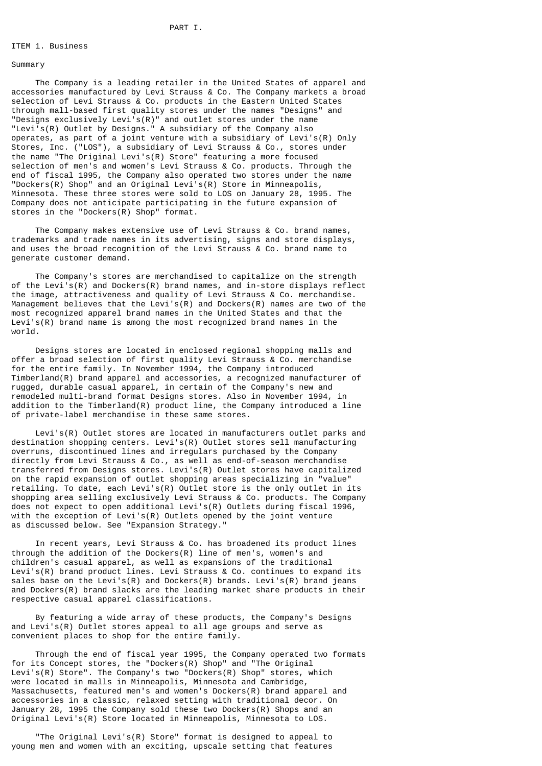# PART I.

## ITEM 1. Business

### Summary

The Company is a leading retailer in the United States of apparel and accessories manufactured by Levi Strauss & Co. The Company markets a broad selection of Levi Strauss & Co. products in the Eastern United States through mall-based first quality stores under the names "Designs" and "Designs exclusively Levi's(R)" and outlet stores under the name "Levi's(R) Outlet by Designs." A subsidiary of the Company also operates, as part of a joint venture with a subsidiary of Levi's(R) Only Stores, Inc. ("LOS"), a subsidiary of Levi Strauss & Co., stores under the name "The Original Levi's(R) Store" featuring a more focused selection of men's and women's Levi Strauss & Co. products. Through the end of fiscal 1995, the Company also operated two stores under the name "Dockers(R) Shop" and an Original Levi's(R) Store in Minneapolis, Minnesota. These three stores were sold to LOS on January 28, 1995. The Company does not anticipate participating in the future expansion of stores in the "Dockers(R) Shop" format.

The Company makes extensive use of Levi Strauss & Co. brand names, trademarks and trade names in its advertising, signs and store displays, and uses the broad recognition of the Levi Strauss & Co. brand name to generate customer demand.

The Company's stores are merchandised to capitalize on the strength of the Levi's(R) and Dockers(R) brand names, and in-store displays reflect the image, attractiveness and quality of Levi Strauss & Co. merchandise. Management believes that the Levi's(R) and Dockers(R) names are two of the most recognized apparel brand names in the United States and that the Levi's(R) brand name is among the most recognized brand names in the world.

Designs stores are located in enclosed regional shopping malls and offer a broad selection of first quality Levi Strauss & Co. merchandise for the entire family. In November 1994, the Company introduced Timberland(R) brand apparel and accessories, a recognized manufacturer of rugged, durable casual apparel, in certain of the Company's new and remodeled multi-brand format Designs stores. Also in November 1994, in addition to the Timberland(R) product line, the Company introduced a line of private-label merchandise in these same stores.

Levi's(R) Outlet stores are located in manufacturers outlet parks and destination shopping centers. Levi's(R) Outlet stores sell manufacturing overruns, discontinued lines and irregulars purchased by the Company directly from Levi Strauss & Co., as well as end-of-season merchandise transferred from Designs stores. Levi's(R) Outlet stores have capitalized on the rapid expansion of outlet shopping areas specializing in "value" retailing. To date, each Levi's(R) Outlet store is the only outlet in its shopping area selling exclusively Levi Strauss & Co. products. The Company does not expect to open additional Levi's(R) Outlets during fiscal 1996, with the exception of Levi's(R) Outlets opened by the joint venture as discussed below. See "Expansion Strategy."

In recent years, Levi Strauss & Co. has broadened its product lines through the addition of the Dockers(R) line of men's, women's and children's casual apparel, as well as expansions of the traditional Levi's(R) brand product lines. Levi Strauss & Co. continues to expand its sales base on the Levi's(R) and Dockers(R) brands. Levi's(R) brand jeans and Dockers(R) brand slacks are the leading market share products in their respective casual apparel classifications.

By featuring a wide array of these products, the Company's Designs and Levi's(R) Outlet stores appeal to all age groups and serve as convenient places to shop for the entire family.

Through the end of fiscal year 1995, the Company operated two formats for its Concept stores, the "Dockers(R) Shop" and "The Original Levi's(R) Store". The Company's two "Dockers(R) Shop" stores, which were located in malls in Minneapolis, Minnesota and Cambridge, Massachusetts, featured men's and women's Dockers(R) brand apparel and accessories in a classic, relaxed setting with traditional decor. On January 28, 1995 the Company sold these two Dockers(R) Shops and an Original Levi's(R) Store located in Minneapolis, Minnesota to LOS.

"The Original Levi's(R) Store" format is designed to appeal to young men and women with an exciting, upscale setting that features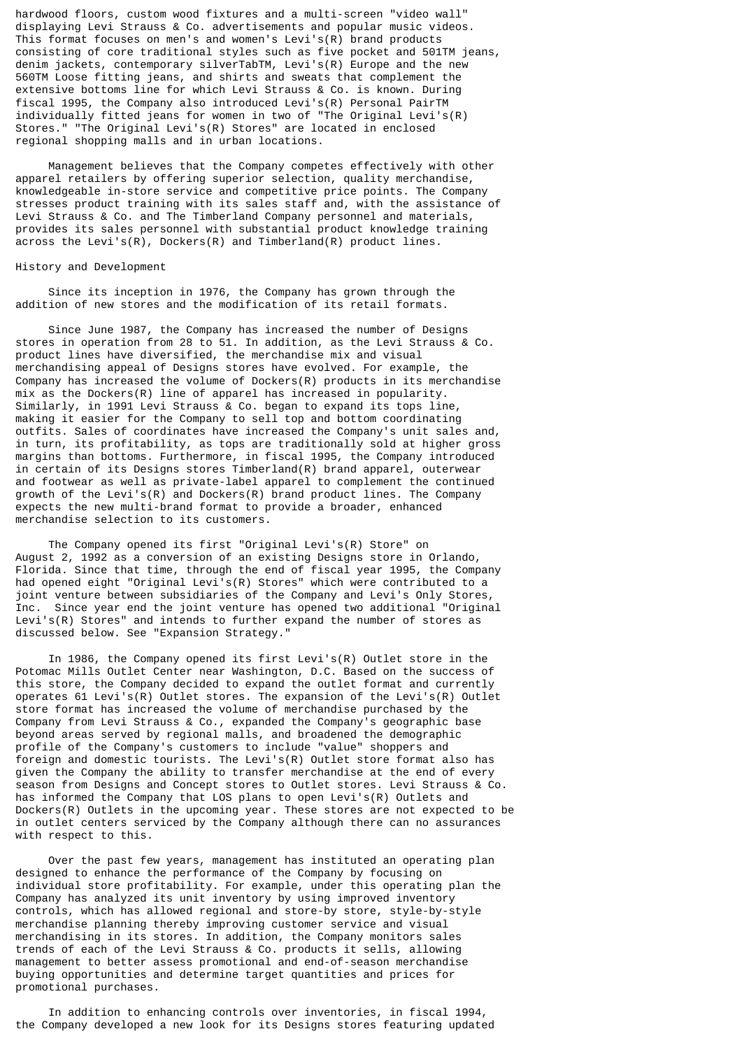hardwood floors, custom wood fixtures and a multi-screen "video wall" displaying Levi Strauss & Co. advertisements and popular music videos. This format focuses on men's and women's Levi's(R) brand products consisting of core traditional styles such as five pocket and 501TM jeans, denim jackets, contemporary silverTabTM, Levi's(R) Europe and the new 560TM Loose fitting jeans, and shirts and sweats that complement the extensive bottoms line for which Levi Strauss & Co. is known. During fiscal 1995, the Company also introduced Levi's(R) Personal PairTM individually fitted jeans for women in two of "The Original Levi's(R) Stores." "The Original Levi's(R) Stores" are located in enclosed regional shopping malls and in urban locations.

Management believes that the Company competes effectively with other apparel retailers by offering superior selection, quality merchandise, knowledgeable in-store service and competitive price points. The Company stresses product training with its sales staff and, with the assistance of Levi Strauss & Co. and The Timberland Company personnel and materials, provides its sales personnel with substantial product knowledge training across the Levi's(R), Dockers(R) and Timberland(R) product lines.

History and Development

Since its inception in 1976, the Company has grown through the addition of new stores and the modification of its retail formats.

Since June 1987, the Company has increased the number of Designs stores in operation from 28 to 51. In addition, as the Levi Strauss & Co. product lines have diversified, the merchandise mix and visual merchandising appeal of Designs stores have evolved. For example, the Company has increased the volume of Dockers(R) products in its merchandise mix as the Dockers(R) line of apparel has increased in popularity. Similarly, in 1991 Levi Strauss & Co. began to expand its tops line, making it easier for the Company to sell top and bottom coordinating outfits. Sales of coordinates have increased the Company's unit sales and, in turn, its profitability, as tops are traditionally sold at higher gross margins than bottoms. Furthermore, in fiscal 1995, the Company introduced in certain of its Designs stores Timberland(R) brand apparel, outerwear and footwear as well as private-label apparel to complement the continued growth of the Levi's(R) and Dockers(R) brand product lines. The Company expects the new multi-brand format to provide a broader, enhanced merchandise selection to its customers.

The Company opened its first "Original Levi's(R) Store" on August 2, 1992 as a conversion of an existing Designs store in Orlando, Florida. Since that time, through the end of fiscal year 1995, the Company had opened eight "Original Levi's(R) Stores" which were contributed to a joint venture between subsidiaries of the Company and Levi's Only Stores, Inc. Since year end the joint venture has opened two additional "Original Levi's(R) Stores" and intends to further expand the number of stores as discussed below. See "Expansion Strategy."

In 1986, the Company opened its first Levi's(R) Outlet store in the Potomac Mills Outlet Center near Washington, D.C. Based on the success of this store, the Company decided to expand the outlet format and currently operates 61 Levi's(R) Outlet stores. The expansion of the Levi's(R) Outlet store format has increased the volume of merchandise purchased by the Company from Levi Strauss & Co., expanded the Company's geographic base beyond areas served by regional malls, and broadened the demographic profile of the Company's customers to include "value" shoppers and foreign and domestic tourists. The Levi's(R) Outlet store format also has given the Company the ability to transfer merchandise at the end of every season from Designs and Concept stores to Outlet stores. Levi Strauss & Co. has informed the Company that LOS plans to open Levi's(R) Outlets and Dockers(R) Outlets in the upcoming year. These stores are not expected to be in outlet centers serviced by the Company although there can no assurances with respect to this.

Over the past few years, management has instituted an operating plan designed to enhance the performance of the Company by focusing on individual store profitability. For example, under this operating plan the Company has analyzed its unit inventory by using improved inventory controls, which has allowed regional and store-by store, style-by-style merchandise planning thereby improving customer service and visual merchandising in its stores. In addition, the Company monitors sales trends of each of the Levi Strauss & Co. products it sells, allowing management to better assess promotional and end-of-season merchandise buying opportunities and determine target quantities and prices for promotional purchases.

In addition to enhancing controls over inventories, in fiscal 1994, the Company developed a new look for its Designs stores featuring updated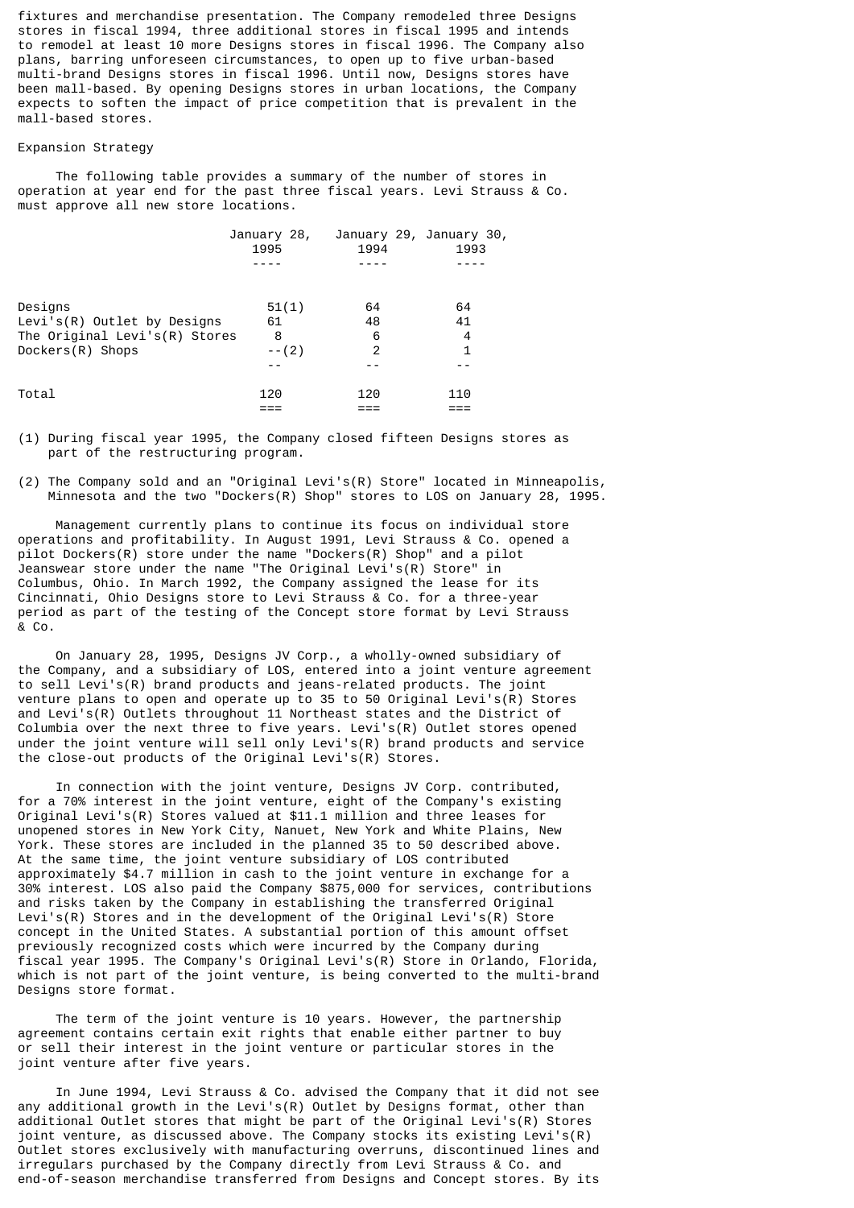fixtures and merchandise presentation. The Company remodeled three Designs stores in fiscal 1994, three additional stores in fiscal 1995 and intends to remodel at least 10 more Designs stores in fiscal 1996. The Company also plans, barring unforeseen circumstances, to open up to five urban-based multi-brand Designs stores in fiscal 1996. Until now, Designs stores have been mall-based. By opening Designs stores in urban locations, the Company expects to soften the impact of price competition that is prevalent in the mall-based stores.

## Expansion Strategy

The following table provides a summary of the number of stores in operation at year end for the past three fiscal years. Levi Strauss & Co. must approve all new store locations.

| | January 28, 1995 | January 29, 1994 | January 30, 1993 |
|---|---|---|---|
| Designs | 51(1) | 64 | 64 |
| Levi's(R) Outlet by Designs | 61 | 48 | 41 |
| The Original Levi's(R) Stores | 8 | 6 | 4 |
| Dockers(R) Shops | --(2) | 2 | 1 |
| Total | 120 | 120 | 110 |

(1) During fiscal year 1995, the Company closed fifteen Designs stores as part of the restructuring program.

(2) The Company sold and an "Original Levi's(R) Store" located in Minneapolis, Minnesota and the two "Dockers(R) Shop" stores to LOS on January 28, 1995.

Management currently plans to continue its focus on individual store operations and profitability. In August 1991, Levi Strauss & Co. opened a pilot Dockers(R) store under the name "Dockers(R) Shop" and a pilot Jeanswear store under the name "The Original Levi's(R) Store" in Columbus, Ohio. In March 1992, the Company assigned the lease for its Cincinnati, Ohio Designs store to Levi Strauss & Co. for a three-year period as part of the testing of the Concept store format by Levi Strauss & Co.

On January 28, 1995, Designs JV Corp., a wholly-owned subsidiary of the Company, and a subsidiary of LOS, entered into a joint venture agreement to sell Levi's(R) brand products and jeans-related products. The joint venture plans to open and operate up to 35 to 50 Original Levi's(R) Stores and Levi's(R) Outlets throughout 11 Northeast states and the District of Columbia over the next three to five years. Levi's(R) Outlet stores opened under the joint venture will sell only Levi's(R) brand products and service the close-out products of the Original Levi's(R) Stores.

In connection with the joint venture, Designs JV Corp. contributed, for a 70% interest in the joint venture, eight of the Company's existing Original Levi's(R) Stores valued at $11.1 million and three leases for unopened stores in New York City, Nanuet, New York and White Plains, New York. These stores are included in the planned 35 to 50 described above. At the same time, the joint venture subsidiary of LOS contributed approximately $4.7 million in cash to the joint venture in exchange for a 30% interest. LOS also paid the Company $875,000 for services, contributions and risks taken by the Company in establishing the transferred Original Levi's(R) Stores and in the development of the Original Levi's(R) Store concept in the United States. A substantial portion of this amount offset previously recognized costs which were incurred by the Company during fiscal year 1995. The Company's Original Levi's(R) Store in Orlando, Florida, which is not part of the joint venture, is being converted to the multi-brand Designs store format.

The term of the joint venture is 10 years. However, the partnership agreement contains certain exit rights that enable either partner to buy or sell their interest in the joint venture or particular stores in the joint venture after five years.

In June 1994, Levi Strauss & Co. advised the Company that it did not see any additional growth in the Levi's(R) Outlet by Designs format, other than additional Outlet stores that might be part of the Original Levi's(R) Stores joint venture, as discussed above. The Company stocks its existing Levi's(R) Outlet stores exclusively with manufacturing overruns, discontinued lines and irregulars purchased by the Company directly from Levi Strauss & Co. and end-of-season merchandise transferred from Designs and Concept stores. By its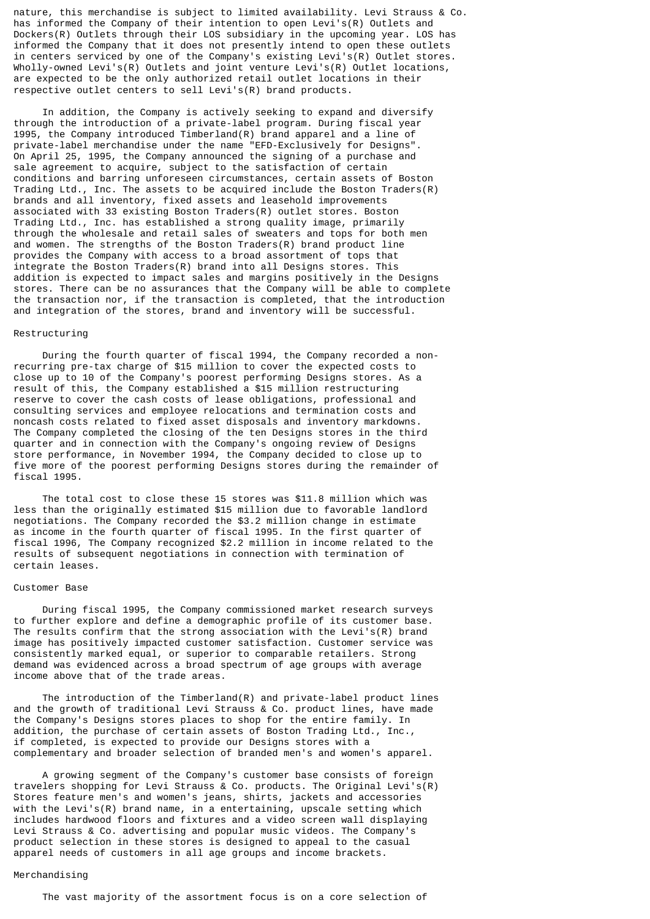nature, this merchandise is subject to limited availability. Levi Strauss & Co. has informed the Company of their intention to open Levi's(R) Outlets and Dockers(R) Outlets through their LOS subsidiary in the upcoming year. LOS has informed the Company that it does not presently intend to open these outlets in centers serviced by one of the Company's existing Levi's(R) Outlet stores. Wholly-owned Levi's(R) Outlets and joint venture Levi's(R) Outlet locations, are expected to be the only authorized retail outlet locations in their respective outlet centers to sell Levi's(R) brand products.

In addition, the Company is actively seeking to expand and diversify through the introduction of a private-label program. During fiscal year 1995, the Company introduced Timberland(R) brand apparel and a line of private-label merchandise under the name "EFD-Exclusively for Designs". On April 25, 1995, the Company announced the signing of a purchase and sale agreement to acquire, subject to the satisfaction of certain conditions and barring unforeseen circumstances, certain assets of Boston Trading Ltd., Inc. The assets to be acquired include the Boston Traders(R) brands and all inventory, fixed assets and leasehold improvements associated with 33 existing Boston Traders(R) outlet stores. Boston Trading Ltd., Inc. has established a strong quality image, primarily through the wholesale and retail sales of sweaters and tops for both men and women. The strengths of the Boston Traders(R) brand product line provides the Company with access to a broad assortment of tops that integrate the Boston Traders(R) brand into all Designs stores. This addition is expected to impact sales and margins positively in the Designs stores. There can be no assurances that the Company will be able to complete the transaction nor, if the transaction is completed, that the introduction and integration of the stores, brand and inventory will be successful.

## Restructuring

During the fourth quarter of fiscal 1994, the Company recorded a non-recurring pre-tax charge of $15 million to cover the expected costs to close up to 10 of the Company's poorest performing Designs stores. As a result of this, the Company established a $15 million restructuring reserve to cover the cash costs of lease obligations, professional and consulting services and employee relocations and termination costs and noncash costs related to fixed asset disposals and inventory markdowns. The Company completed the closing of the ten Designs stores in the third quarter and in connection with the Company's ongoing review of Designs store performance, in November 1994, the Company decided to close up to five more of the poorest performing Designs stores during the remainder of fiscal 1995.

The total cost to close these 15 stores was $11.8 million which was less than the originally estimated $15 million due to favorable landlord negotiations. The Company recorded the $3.2 million change in estimate as income in the fourth quarter of fiscal 1995. In the first quarter of fiscal 1996, The Company recognized $2.2 million in income related to the results of subsequent negotiations in connection with termination of certain leases.

## Customer Base

During fiscal 1995, the Company commissioned market research surveys to further explore and define a demographic profile of its customer base. The results confirm that the strong association with the Levi's(R) brand image has positively impacted customer satisfaction. Customer service was consistently marked equal, or superior to comparable retailers. Strong demand was evidenced across a broad spectrum of age groups with average income above that of the trade areas.

The introduction of the Timberland(R) and private-label product lines and the growth of traditional Levi Strauss & Co. product lines, have made the Company's Designs stores places to shop for the entire family. In addition, the purchase of certain assets of Boston Trading Ltd., Inc., if completed, is expected to provide our Designs stores with a complementary and broader selection of branded men's and women's apparel.

A growing segment of the Company's customer base consists of foreign travelers shopping for Levi Strauss & Co. products. The Original Levi's(R) Stores feature men's and women's jeans, shirts, jackets and accessories with the Levi's(R) brand name, in a entertaining, upscale setting which includes hardwood floors and fixtures and a video screen wall displaying Levi Strauss & Co. advertising and popular music videos. The Company's product selection in these stores is designed to appeal to the casual apparel needs of customers in all age groups and income brackets.

## Merchandising

The vast majority of the assortment focus is on a core selection of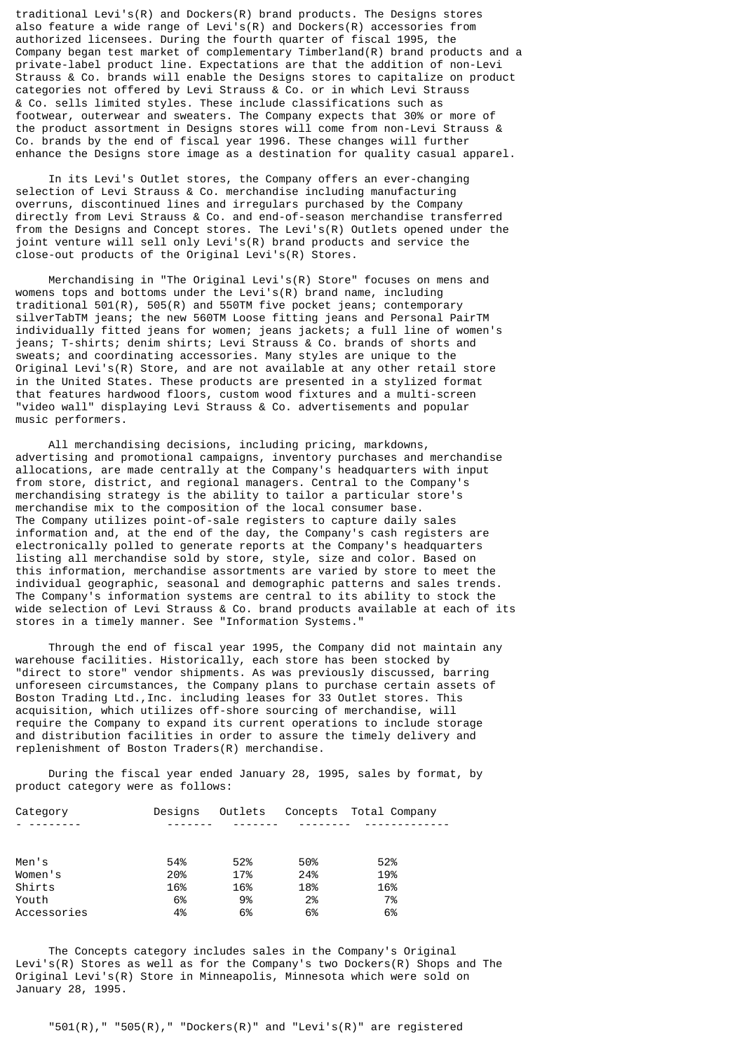traditional Levi's(R) and Dockers(R) brand products. The Designs stores also feature a wide range of Levi's(R) and Dockers(R) accessories from authorized licensees. During the fourth quarter of fiscal 1995, the Company began test market of complementary Timberland(R) brand products and a private-label product line. Expectations are that the addition of non-Levi Strauss & Co. brands will enable the Designs stores to capitalize on product categories not offered by Levi Strauss & Co. or in which Levi Strauss & Co. sells limited styles. These include classifications such as footwear, outerwear and sweaters. The Company expects that 30% or more of the product assortment in Designs stores will come from non-Levi Strauss & Co. brands by the end of fiscal year 1996. These changes will further enhance the Designs store image as a destination for quality casual apparel.

In its Levi's Outlet stores, the Company offers an ever-changing selection of Levi Strauss & Co. merchandise including manufacturing overruns, discontinued lines and irregulars purchased by the Company directly from Levi Strauss & Co. and end-of-season merchandise transferred from the Designs and Concept stores. The Levi's(R) Outlets opened under the joint venture will sell only Levi's(R) brand products and service the close-out products of the Original Levi's(R) Stores.

Merchandising in "The Original Levi's(R) Store" focuses on mens and womens tops and bottoms under the Levi's(R) brand name, including traditional 501(R), 505(R) and 550TM five pocket jeans; contemporary silverTabTM jeans; the new 560TM Loose fitting jeans and Personal PairTM individually fitted jeans for women; jeans jackets; a full line of women's jeans; T-shirts; denim shirts; Levi Strauss & Co. brands of shorts and sweats; and coordinating accessories. Many styles are unique to the Original Levi's(R) Store, and are not available at any other retail store in the United States. These products are presented in a stylized format that features hardwood floors, custom wood fixtures and a multi-screen "video wall" displaying Levi Strauss & Co. advertisements and popular music performers.

All merchandising decisions, including pricing, markdowns, advertising and promotional campaigns, inventory purchases and merchandise allocations, are made centrally at the Company's headquarters with input from store, district, and regional managers. Central to the Company's merchandising strategy is the ability to tailor a particular store's merchandise mix to the composition of the local consumer base. The Company utilizes point-of-sale registers to capture daily sales information and, at the end of the day, the Company's cash registers are electronically polled to generate reports at the Company's headquarters listing all merchandise sold by store, style, size and color. Based on this information, merchandise assortments are varied by store to meet the individual geographic, seasonal and demographic patterns and sales trends. The Company's information systems are central to its ability to stock the wide selection of Levi Strauss & Co. brand products available at each of its stores in a timely manner. See "Information Systems."

Through the end of fiscal year 1995, the Company did not maintain any warehouse facilities. Historically, each store has been stocked by "direct to store" vendor shipments. As was previously discussed, barring unforeseen circumstances, the Company plans to purchase certain assets of Boston Trading Ltd.,Inc. including leases for 33 Outlet stores. This acquisition, which utilizes off-shore sourcing of merchandise, will require the Company to expand its current operations to include storage and distribution facilities in order to assure the timely delivery and replenishment of Boston Traders(R) merchandise.

During the fiscal year ended January 28, 1995, sales by format, by product category were as follows:

| Category | Designs | Outlets | Concepts | Total Company |
|---|---|---|---|---|
| Men's | 54% | 52% | 50% | 52% |
| Women's | 20% | 17% | 24% | 19% |
| Shirts | 16% | 16% | 18% | 16% |
| Youth | 6% | 9% | 2% | 7% |
| Accessories | 4% | 6% | 6% | 6% |

The Concepts category includes sales in the Company's Original Levi's(R) Stores as well as for the Company's two Dockers(R) Shops and The Original Levi's(R) Store in Minneapolis, Minnesota which were sold on January 28, 1995.

"501(R)," "505(R)," "Dockers(R)" and "Levi's(R)" are registered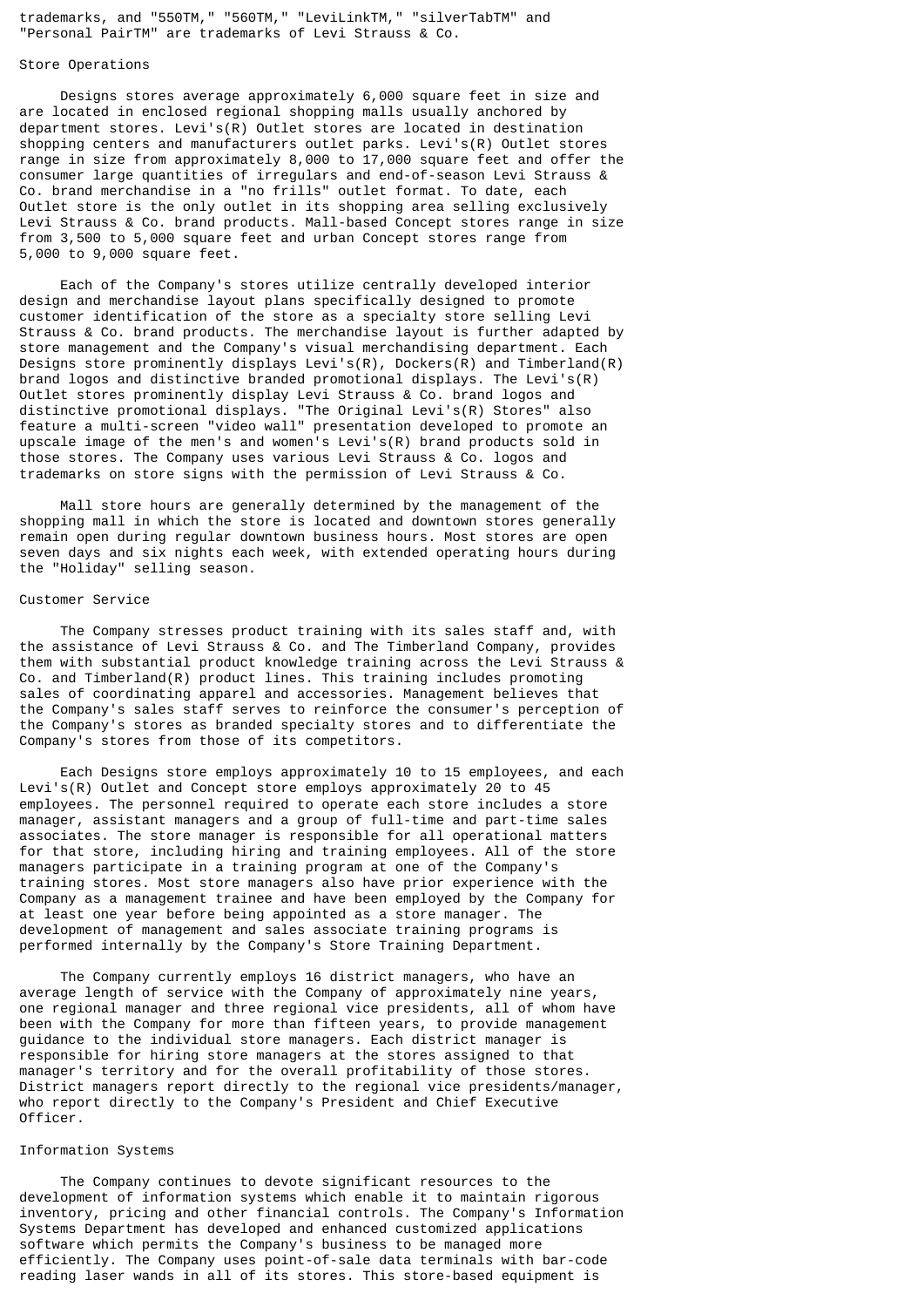trademarks, and "550TM," "560TM," "LeviLinkTM," "silverTabTM" and "Personal PairTM" are trademarks of Levi Strauss & Co.

## Store Operations

Designs stores average approximately 6,000 square feet in size and are located in enclosed regional shopping malls usually anchored by department stores. Levi's(R) Outlet stores are located in destination shopping centers and manufacturers outlet parks. Levi's(R) Outlet stores range in size from approximately 8,000 to 17,000 square feet and offer the consumer large quantities of irregulars and end-of-season Levi Strauss & Co. brand merchandise in a "no frills" outlet format. To date, each Outlet store is the only outlet in its shopping area selling exclusively Levi Strauss & Co. brand products. Mall-based Concept stores range in size from 3,500 to 5,000 square feet and urban Concept stores range from 5,000 to 9,000 square feet.

Each of the Company's stores utilize centrally developed interior design and merchandise layout plans specifically designed to promote customer identification of the store as a specialty store selling Levi Strauss & Co. brand products. The merchandise layout is further adapted by store management and the Company's visual merchandising department. Each Designs store prominently displays Levi's(R), Dockers(R) and Timberland(R) brand logos and distinctive branded promotional displays. The Levi's(R) Outlet stores prominently display Levi Strauss & Co. brand logos and distinctive promotional displays. "The Original Levi's(R) Stores" also feature a multi-screen "video wall" presentation developed to promote an upscale image of the men's and women's Levi's(R) brand products sold in those stores. The Company uses various Levi Strauss & Co. logos and trademarks on store signs with the permission of Levi Strauss & Co.

Mall store hours are generally determined by the management of the shopping mall in which the store is located and downtown stores generally remain open during regular downtown business hours. Most stores are open seven days and six nights each week, with extended operating hours during the "Holiday" selling season.

## Customer Service

The Company stresses product training with its sales staff and, with the assistance of Levi Strauss & Co. and The Timberland Company, provides them with substantial product knowledge training across the Levi Strauss & Co. and Timberland(R) product lines. This training includes promoting sales of coordinating apparel and accessories. Management believes that the Company's sales staff serves to reinforce the consumer's perception of the Company's stores as branded specialty stores and to differentiate the Company's stores from those of its competitors.

Each Designs store employs approximately 10 to 15 employees, and each Levi's(R) Outlet and Concept store employs approximately 20 to 45 employees. The personnel required to operate each store includes a store manager, assistant managers and a group of full-time and part-time sales associates. The store manager is responsible for all operational matters for that store, including hiring and training employees. All of the store managers participate in a training program at one of the Company's training stores. Most store managers also have prior experience with the Company as a management trainee and have been employed by the Company for at least one year before being appointed as a store manager. The development of management and sales associate training programs is performed internally by the Company's Store Training Department.

The Company currently employs 16 district managers, who have an average length of service with the Company of approximately nine years, one regional manager and three regional vice presidents, all of whom have been with the Company for more than fifteen years, to provide management guidance to the individual store managers. Each district manager is responsible for hiring store managers at the stores assigned to that manager's territory and for the overall profitability of those stores. District managers report directly to the regional vice presidents/manager, who report directly to the Company's President and Chief Executive Officer.

## Information Systems

The Company continues to devote significant resources to the development of information systems which enable it to maintain rigorous inventory, pricing and other financial controls. The Company's Information Systems Department has developed and enhanced customized applications software which permits the Company's business to be managed more efficiently. The Company uses point-of-sale data terminals with bar-code reading laser wands in all of its stores. This store-based equipment is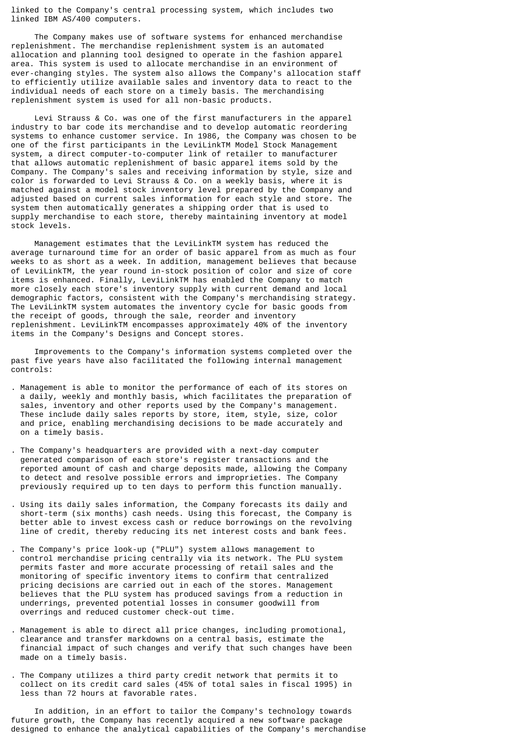linked to the Company's central processing system, which includes two linked IBM AS/400 computers.

The Company makes use of software systems for enhanced merchandise replenishment. The merchandise replenishment system is an automated allocation and planning tool designed to operate in the fashion apparel area. This system is used to allocate merchandise in an environment of ever-changing styles. The system also allows the Company's allocation staff to efficiently utilize available sales and inventory data to react to the individual needs of each store on a timely basis. The merchandising replenishment system is used for all non-basic products.

Levi Strauss & Co. was one of the first manufacturers in the apparel industry to bar code its merchandise and to develop automatic reordering systems to enhance customer service. In 1986, the Company was chosen to be one of the first participants in the LeviLinkTM Model Stock Management system, a direct computer-to-computer link of retailer to manufacturer that allows automatic replenishment of basic apparel items sold by the Company. The Company's sales and receiving information by style, size and color is forwarded to Levi Strauss & Co. on a weekly basis, where it is matched against a model stock inventory level prepared by the Company and adjusted based on current sales information for each style and store. The system then automatically generates a shipping order that is used to supply merchandise to each store, thereby maintaining inventory at model stock levels.

Management estimates that the LeviLinkTM system has reduced the average turnaround time for an order of basic apparel from as much as four weeks to as short as a week. In addition, management believes that because of LeviLinkTM, the year round in-stock position of color and size of core items is enhanced. Finally, LeviLinkTM has enabled the Company to match more closely each store's inventory supply with current demand and local demographic factors, consistent with the Company's merchandising strategy. The LeviLinkTM system automates the inventory cycle for basic goods from the receipt of goods, through the sale, reorder and inventory replenishment. LeviLinkTM encompasses approximately 40% of the inventory items in the Company's Designs and Concept stores.

Improvements to the Company's information systems completed over the past five years have also facilitated the following internal management controls:

- Management is able to monitor the performance of each of its stores on a daily, weekly and monthly basis, which facilitates the preparation of sales, inventory and other reports used by the Company's management. These include daily sales reports by store, item, style, size, color and price, enabling merchandising decisions to be made accurately and on a timely basis.

- The Company's headquarters are provided with a next-day computer generated comparison of each store's register transactions and the reported amount of cash and charge deposits made, allowing the Company to detect and resolve possible errors and improprieties. The Company previously required up to ten days to perform this function manually.

- Using its daily sales information, the Company forecasts its daily and short-term (six months) cash needs. Using this forecast, the Company is better able to invest excess cash or reduce borrowings on the revolving line of credit, thereby reducing its net interest costs and bank fees.

- The Company's price look-up ("PLU") system allows management to control merchandise pricing centrally via its network. The PLU system permits faster and more accurate processing of retail sales and the monitoring of specific inventory items to confirm that centralized pricing decisions are carried out in each of the stores. Management believes that the PLU system has produced savings from a reduction in underrings, prevented potential losses in consumer goodwill from overrings and reduced customer check-out time.

- Management is able to direct all price changes, including promotional, clearance and transfer markdowns on a central basis, estimate the financial impact of such changes and verify that such changes have been made on a timely basis.

- The Company utilizes a third party credit network that permits it to collect on its credit card sales (45% of total sales in fiscal 1995) in less than 72 hours at favorable rates.

In addition, in an effort to tailor the Company's technology towards future growth, the Company has recently acquired a new software package designed to enhance the analytical capabilities of the Company's merchandise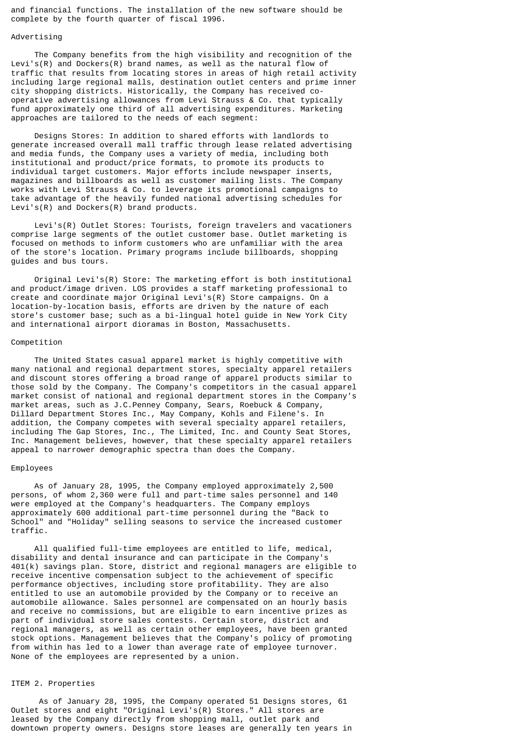and financial functions. The installation of the new software should be complete by the fourth quarter of fiscal 1996.

### Advertising

The Company benefits from the high visibility and recognition of the Levi's(R) and Dockers(R) brand names, as well as the natural flow of traffic that results from locating stores in areas of high retail activity including large regional malls, destination outlet centers and prime inner city shopping districts. Historically, the Company has received co-operative advertising allowances from Levi Strauss & Co. that typically fund approximately one third of all advertising expenditures. Marketing approaches are tailored to the needs of each segment:

Designs Stores: In addition to shared efforts with landlords to generate increased overall mall traffic through lease related advertising and media funds, the Company uses a variety of media, including both institutional and product/price formats, to promote its products to individual target customers. Major efforts include newspaper inserts, magazines and billboards as well as customer mailing lists. The Company works with Levi Strauss & Co. to leverage its promotional campaigns to take advantage of the heavily funded national advertising schedules for Levi's(R) and Dockers(R) brand products.

Levi's(R) Outlet Stores: Tourists, foreign travelers and vacationers comprise large segments of the outlet customer base. Outlet marketing is focused on methods to inform customers who are unfamiliar with the area of the store's location. Primary programs include billboards, shopping guides and bus tours.

Original Levi's(R) Store: The marketing effort is both institutional and product/image driven. LOS provides a staff marketing professional to create and coordinate major Original Levi's(R) Store campaigns. On a location-by-location basis, efforts are driven by the nature of each store's customer base; such as a bi-lingual hotel guide in New York City and international airport dioramas in Boston, Massachusetts.

### Competition

The United States casual apparel market is highly competitive with many national and regional department stores, specialty apparel retailers and discount stores offering a broad range of apparel products similar to those sold by the Company. The Company's competitors in the casual apparel market consist of national and regional department stores in the Company's market areas, such as J.C.Penney Company, Sears, Roebuck & Company, Dillard Department Stores Inc., May Company, Kohls and Filene's. In addition, the Company competes with several specialty apparel retailers, including The Gap Stores, Inc., The Limited, Inc. and County Seat Stores, Inc. Management believes, however, that these specialty apparel retailers appeal to narrower demographic spectra than does the Company.

### Employees

As of January 28, 1995, the Company employed approximately 2,500 persons, of whom 2,360 were full and part-time sales personnel and 140 were employed at the Company's headquarters. The Company employs approximately 600 additional part-time personnel during the "Back to School" and "Holiday" selling seasons to service the increased customer traffic.

All qualified full-time employees are entitled to life, medical, disability and dental insurance and can participate in the Company's 401(k) savings plan. Store, district and regional managers are eligible to receive incentive compensation subject to the achievement of specific performance objectives, including store profitability. They are also entitled to use an automobile provided by the Company or to receive an automobile allowance. Sales personnel are compensated on an hourly basis and receive no commissions, but are eligible to earn incentive prizes as part of individual store sales contests. Certain store, district and regional managers, as well as certain other employees, have been granted stock options. Management believes that the Company's policy of promoting from within has led to a lower than average rate of employee turnover. None of the employees are represented by a union.

## ITEM 2. Properties

As of January 28, 1995, the Company operated 51 Designs stores, 61 Outlet stores and eight "Original Levi's(R) Stores." All stores are leased by the Company directly from shopping mall, outlet park and downtown property owners. Designs store leases are generally ten years in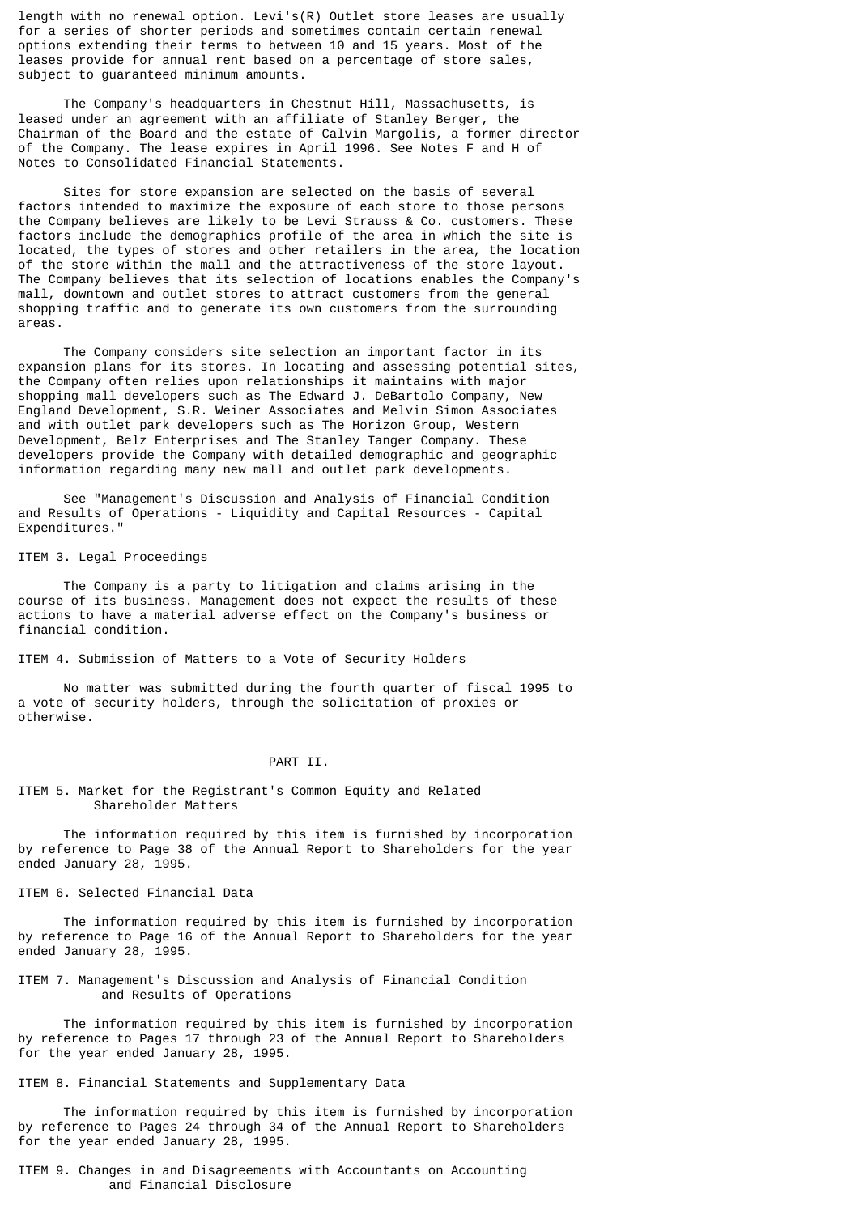length with no renewal option. Levi's(R) Outlet store leases are usually for a series of shorter periods and sometimes contain certain renewal options extending their terms to between 10 and 15 years. Most of the leases provide for annual rent based on a percentage of store sales, subject to guaranteed minimum amounts.

The Company's headquarters in Chestnut Hill, Massachusetts, is leased under an agreement with an affiliate of Stanley Berger, the Chairman of the Board and the estate of Calvin Margolis, a former director of the Company. The lease expires in April 1996. See Notes F and H of Notes to Consolidated Financial Statements.

Sites for store expansion are selected on the basis of several factors intended to maximize the exposure of each store to those persons the Company believes are likely to be Levi Strauss & Co. customers. These factors include the demographics profile of the area in which the site is located, the types of stores and other retailers in the area, the location of the store within the mall and the attractiveness of the store layout. The Company believes that its selection of locations enables the Company's mall, downtown and outlet stores to attract customers from the general shopping traffic and to generate its own customers from the surrounding areas.

The Company considers site selection an important factor in its expansion plans for its stores. In locating and assessing potential sites, the Company often relies upon relationships it maintains with major shopping mall developers such as The Edward J. DeBartolo Company, New England Development, S.R. Weiner Associates and Melvin Simon Associates and with outlet park developers such as The Horizon Group, Western Development, Belz Enterprises and The Stanley Tanger Company. These developers provide the Company with detailed demographic and geographic information regarding many new mall and outlet park developments.

See "Management's Discussion and Analysis of Financial Condition and Results of Operations - Liquidity and Capital Resources - Capital Expenditures."

ITEM 3. Legal Proceedings

The Company is a party to litigation and claims arising in the course of its business. Management does not expect the results of these actions to have a material adverse effect on the Company's business or financial condition.

ITEM 4. Submission of Matters to a Vote of Security Holders

No matter was submitted during the fourth quarter of fiscal 1995 to a vote of security holders, through the solicitation of proxies or otherwise.

## PART II.

ITEM 5. Market for the Registrant's Common Equity and Related Shareholder Matters

The information required by this item is furnished by incorporation by reference to Page 38 of the Annual Report to Shareholders for the year ended January 28, 1995.

ITEM 6. Selected Financial Data

The information required by this item is furnished by incorporation by reference to Page 16 of the Annual Report to Shareholders for the year ended January 28, 1995.

ITEM 7. Management's Discussion and Analysis of Financial Condition and Results of Operations

The information required by this item is furnished by incorporation by reference to Pages 17 through 23 of the Annual Report to Shareholders for the year ended January 28, 1995.

ITEM 8. Financial Statements and Supplementary Data

The information required by this item is furnished by incorporation by reference to Pages 24 through 34 of the Annual Report to Shareholders for the year ended January 28, 1995.

ITEM 9. Changes in and Disagreements with Accountants on Accounting and Financial Disclosure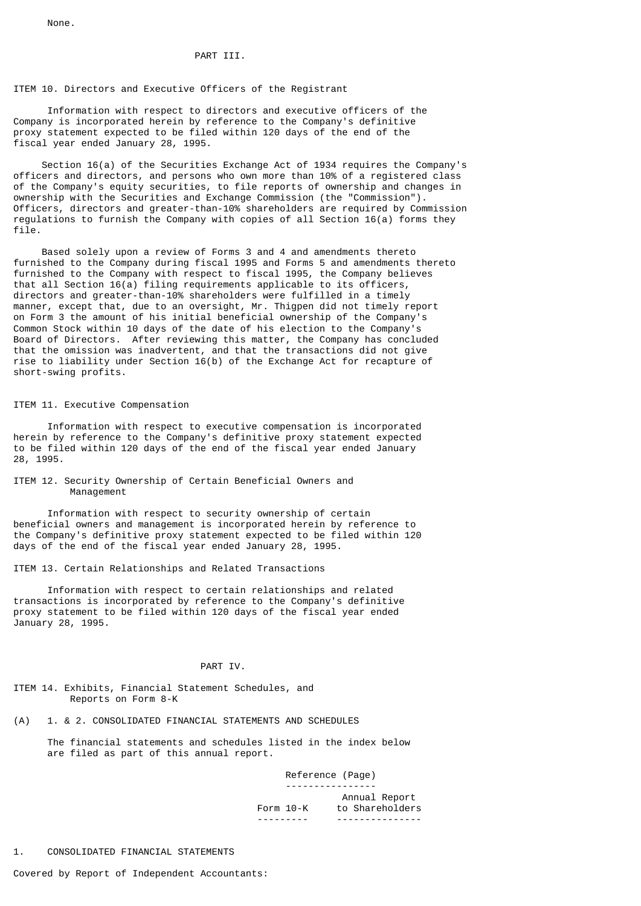None.

# PART III.

## ITEM 10. Directors and Executive Officers of the Registrant

Information with respect to directors and executive officers of the Company is incorporated herein by reference to the Company's definitive proxy statement expected to be filed within 120 days of the end of the fiscal year ended January 28, 1995.

Section 16(a) of the Securities Exchange Act of 1934 requires the Company's officers and directors, and persons who own more than 10% of a registered class of the Company's equity securities, to file reports of ownership and changes in ownership with the Securities and Exchange Commission (the "Commission"). Officers, directors and greater-than-10% shareholders are required by Commission regulations to furnish the Company with copies of all Section 16(a) forms they file.

Based solely upon a review of Forms 3 and 4 and amendments thereto furnished to the Company during fiscal 1995 and Forms 5 and amendments thereto furnished to the Company with respect to fiscal 1995, the Company believes that all Section 16(a) filing requirements applicable to its officers, directors and greater-than-10% shareholders were fulfilled in a timely manner, except that, due to an oversight, Mr. Thigpen did not timely report on Form 3 the amount of his initial beneficial ownership of the Company's Common Stock within 10 days of the date of his election to the Company's Board of Directors. After reviewing this matter, the Company has concluded that the omission was inadvertent, and that the transactions did not give rise to liability under Section 16(b) of the Exchange Act for recapture of short-swing profits.

## ITEM 11. Executive Compensation

Information with respect to executive compensation is incorporated herein by reference to the Company's definitive proxy statement expected to be filed within 120 days of the end of the fiscal year ended January 28, 1995.

## ITEM 12. Security Ownership of Certain Beneficial Owners and Management

Information with respect to security ownership of certain beneficial owners and management is incorporated herein by reference to the Company's definitive proxy statement expected to be filed within 120 days of the end of the fiscal year ended January 28, 1995.

## ITEM 13. Certain Relationships and Related Transactions

Information with respect to certain relationships and related transactions is incorporated by reference to the Company's definitive proxy statement to be filed within 120 days of the fiscal year ended January 28, 1995.

# PART IV.

## ITEM 14. Exhibits, Financial Statement Schedules, and Reports on Form 8-K

(A) 1. & 2. CONSOLIDATED FINANCIAL STATEMENTS AND SCHEDULES

The financial statements and schedules listed in the index below are filed as part of this annual report.

| | Reference (Page) | |
|---|---|---|
| | Form 10-K | Annual Report to Shareholders |

1. CONSOLIDATED FINANCIAL STATEMENTS

Covered by Report of Independent Accountants: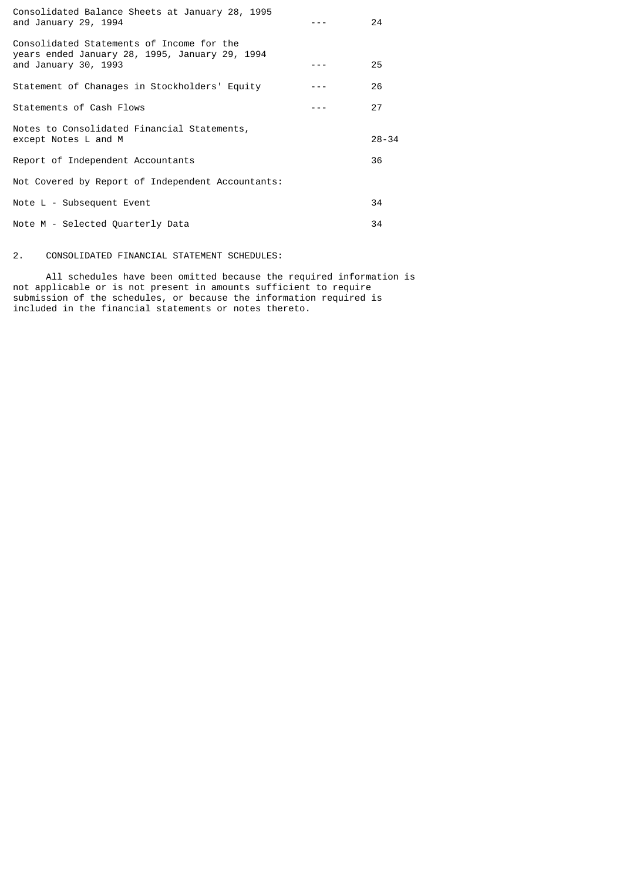| | | |
|---|---|---|
| Consolidated Balance Sheets at January 28, 1995 and January 29, 1994 | --- | 24 |
| Consolidated Statements of Income for the years ended January 28, 1995, January 29, 1994 and January 30, 1993 | --- | 25 |
| Statement of Chanages in Stockholders' Equity | --- | 26 |
| Statements of Cash Flows | --- | 27 |
| Notes to Consolidated Financial Statements, except Notes L and M | | 28-34 |
| Report of Independent Accountants | | 36 |
| Not Covered by Report of Independent Accountants: | | |
| Note L - Subsequent Event | | 34 |
| Note M - Selected Quarterly Data | | 34 |

2. CONSOLIDATED FINANCIAL STATEMENT SCHEDULES:

All schedules have been omitted because the required information is not applicable or is not present in amounts sufficient to require submission of the schedules, or because the information required is included in the financial statements or notes thereto.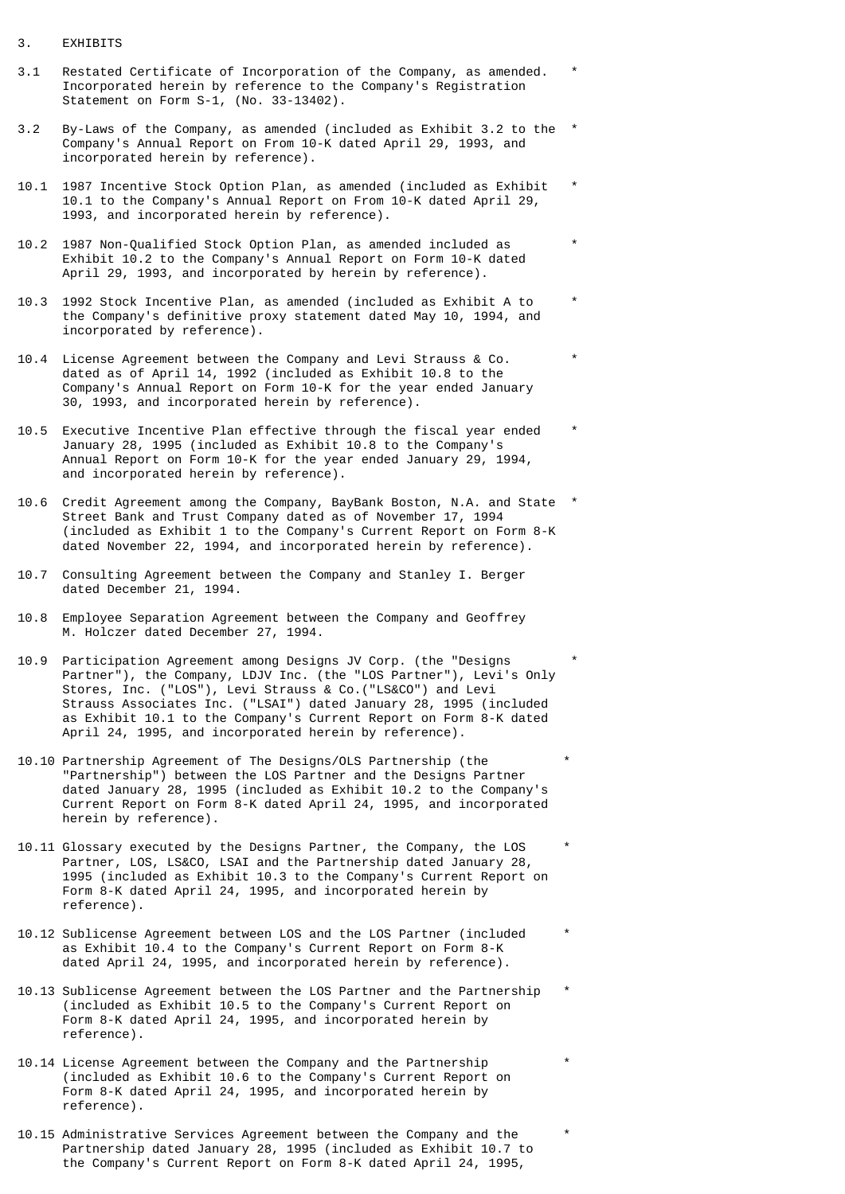3. EXHIBITS

3.1 Restated Certificate of Incorporation of the Company, as amended. Incorporated herein by reference to the Company's Registration Statement on Form S-1, (No. 33-13402). *

3.2 By-Laws of the Company, as amended (included as Exhibit 3.2 to the Company's Annual Report on From 10-K dated April 29, 1993, and incorporated herein by reference). *

10.1 1987 Incentive Stock Option Plan, as amended (included as Exhibit 10.1 to the Company's Annual Report on From 10-K dated April 29, 1993, and incorporated herein by reference). *

10.2 1987 Non-Qualified Stock Option Plan, as amended included as Exhibit 10.2 to the Company's Annual Report on Form 10-K dated April 29, 1993, and incorporated by herein by reference). *

10.3 1992 Stock Incentive Plan, as amended (included as Exhibit A to the Company's definitive proxy statement dated May 10, 1994, and incorporated by reference). *

10.4 License Agreement between the Company and Levi Strauss & Co. dated as of April 14, 1992 (included as Exhibit 10.8 to the Company's Annual Report on Form 10-K for the year ended January 30, 1993, and incorporated herein by reference). *

10.5 Executive Incentive Plan effective through the fiscal year ended January 28, 1995 (included as Exhibit 10.8 to the Company's Annual Report on Form 10-K for the year ended January 29, 1994, and incorporated herein by reference). *

10.6 Credit Agreement among the Company, BayBank Boston, N.A. and State Street Bank and Trust Company dated as of November 17, 1994 (included as Exhibit 1 to the Company's Current Report on Form 8-K dated November 22, 1994, and incorporated herein by reference). *

10.7 Consulting Agreement between the Company and Stanley I. Berger dated December 21, 1994.

10.8 Employee Separation Agreement between the Company and Geoffrey M. Holczer dated December 27, 1994.

10.9 Participation Agreement among Designs JV Corp. (the "Designs Partner"), the Company, LDJV Inc. (the "LOS Partner"), Levi's Only Stores, Inc. ("LOS"), Levi Strauss & Co.("LS&CO") and Levi Strauss Associates Inc. ("LSAI") dated January 28, 1995 (included as Exhibit 10.1 to the Company's Current Report on Form 8-K dated April 24, 1995, and incorporated herein by reference). *

10.10 Partnership Agreement of The Designs/OLS Partnership (the "Partnership") between the LOS Partner and the Designs Partner dated January 28, 1995 (included as Exhibit 10.2 to the Company's Current Report on Form 8-K dated April 24, 1995, and incorporated herein by reference). *

10.11 Glossary executed by the Designs Partner, the Company, the LOS Partner, LOS, LS&CO, LSAI and the Partnership dated January 28, 1995 (included as Exhibit 10.3 to the Company's Current Report on Form 8-K dated April 24, 1995, and incorporated herein by reference). *

10.12 Sublicense Agreement between LOS and the LOS Partner (included as Exhibit 10.4 to the Company's Current Report on Form 8-K dated April 24, 1995, and incorporated herein by reference). *

10.13 Sublicense Agreement between the LOS Partner and the Partnership (included as Exhibit 10.5 to the Company's Current Report on Form 8-K dated April 24, 1995, and incorporated herein by reference). *

10.14 License Agreement between the Company and the Partnership (included as Exhibit 10.6 to the Company's Current Report on Form 8-K dated April 24, 1995, and incorporated herein by reference). *

10.15 Administrative Services Agreement between the Company and the Partnership dated January 28, 1995 (included as Exhibit 10.7 to the Company's Current Report on Form 8-K dated April 24, 1995, *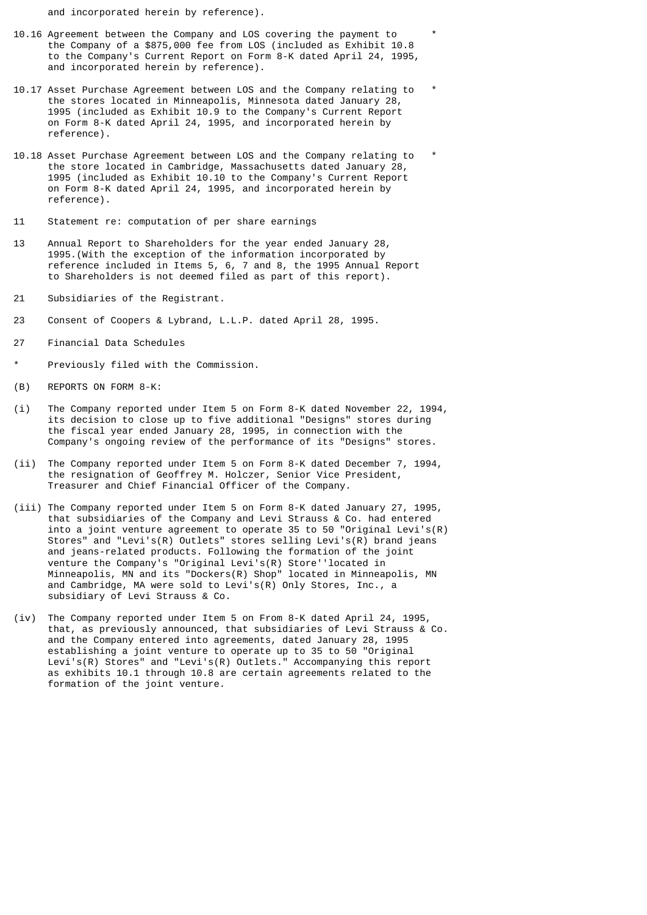and incorporated herein by reference).

10.16 Agreement between the Company and LOS covering the payment to the Company of a $875,000 fee from LOS (included as Exhibit 10.8 to the Company's Current Report on Form 8-K dated April 24, 1995, and incorporated herein by reference). *

10.17 Asset Purchase Agreement between LOS and the Company relating to the stores located in Minneapolis, Minnesota dated January 28, 1995 (included as Exhibit 10.9 to the Company's Current Report on Form 8-K dated April 24, 1995, and incorporated herein by reference). *

10.18 Asset Purchase Agreement between LOS and the Company relating to the store located in Cambridge, Massachusetts dated January 28, 1995 (included as Exhibit 10.10 to the Company's Current Report on Form 8-K dated April 24, 1995, and incorporated herein by reference). *

11 Statement re: computation of per share earnings

13 Annual Report to Shareholders for the year ended January 28, 1995.(With the exception of the information incorporated by reference included in Items 5, 6, 7 and 8, the 1995 Annual Report to Shareholders is not deemed filed as part of this report).

21 Subsidiaries of the Registrant.

23 Consent of Coopers & Lybrand, L.L.P. dated April 28, 1995.

27 Financial Data Schedules

\* Previously filed with the Commission.

(B) REPORTS ON FORM 8-K:

(i) The Company reported under Item 5 on Form 8-K dated November 22, 1994, its decision to close up to five additional "Designs" stores during the fiscal year ended January 28, 1995, in connection with the Company's ongoing review of the performance of its "Designs" stores.

(ii) The Company reported under Item 5 on Form 8-K dated December 7, 1994, the resignation of Geoffrey M. Holczer, Senior Vice President, Treasurer and Chief Financial Officer of the Company.

(iii) The Company reported under Item 5 on Form 8-K dated January 27, 1995, that subsidiaries of the Company and Levi Strauss & Co. had entered into a joint venture agreement to operate 35 to 50 "Original Levi's(R) Stores" and "Levi's(R) Outlets" stores selling Levi's(R) brand jeans and jeans-related products. Following the formation of the joint venture the Company's "Original Levi's(R) Store''located in Minneapolis, MN and its "Dockers(R) Shop" located in Minneapolis, MN and Cambridge, MA were sold to Levi's(R) Only Stores, Inc., a subsidiary of Levi Strauss & Co.

(iv) The Company reported under Item 5 on From 8-K dated April 24, 1995, that, as previously announced, that subsidiaries of Levi Strauss & Co. and the Company entered into agreements, dated January 28, 1995 establishing a joint venture to operate up to 35 to 50 "Original Levi's(R) Stores" and "Levi's(R) Outlets." Accompanying this report as exhibits 10.1 through 10.8 are certain agreements related to the formation of the joint venture.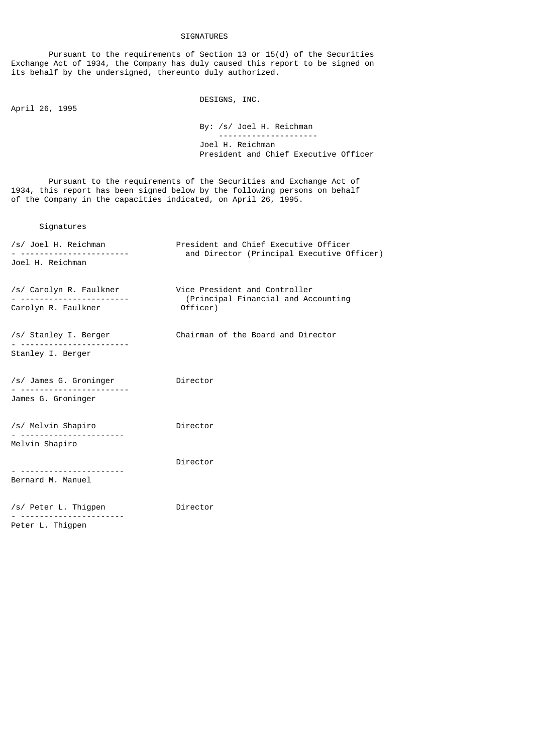# SIGNATURES

Pursuant to the requirements of Section 13 or 15(d) of the Securities Exchange Act of 1934, the Company has duly caused this report to be signed on its behalf by the undersigned, thereunto duly authorized.

DESIGNS, INC.

April 26, 1995

By: /s/ Joel H. Reichman

Joel H. Reichman
President and Chief Executive Officer

Pursuant to the requirements of the Securities and Exchange Act of 1934, this report has been signed below by the following persons on behalf of the Company in the capacities indicated, on April 26, 1995.

| Signatures | |
|---|---|
| /s/ Joel H. Reichman<br>Joel H. Reichman | President and Chief Executive Officer and Director (Principal Executive Officer) |
| /s/ Carolyn R. Faulkner<br>Carolyn R. Faulkner | Vice President and Controller (Principal Financial and Accounting Officer) |
| /s/ Stanley I. Berger<br>Stanley I. Berger | Chairman of the Board and Director |
| /s/ James G. Groninger<br>James G. Groninger | Director |
| /s/ Melvin Shapiro<br>Melvin Shapiro | Director |
| Bernard M. Manuel | Director |
| /s/ Peter L. Thigpen<br>Peter L. Thigpen | Director |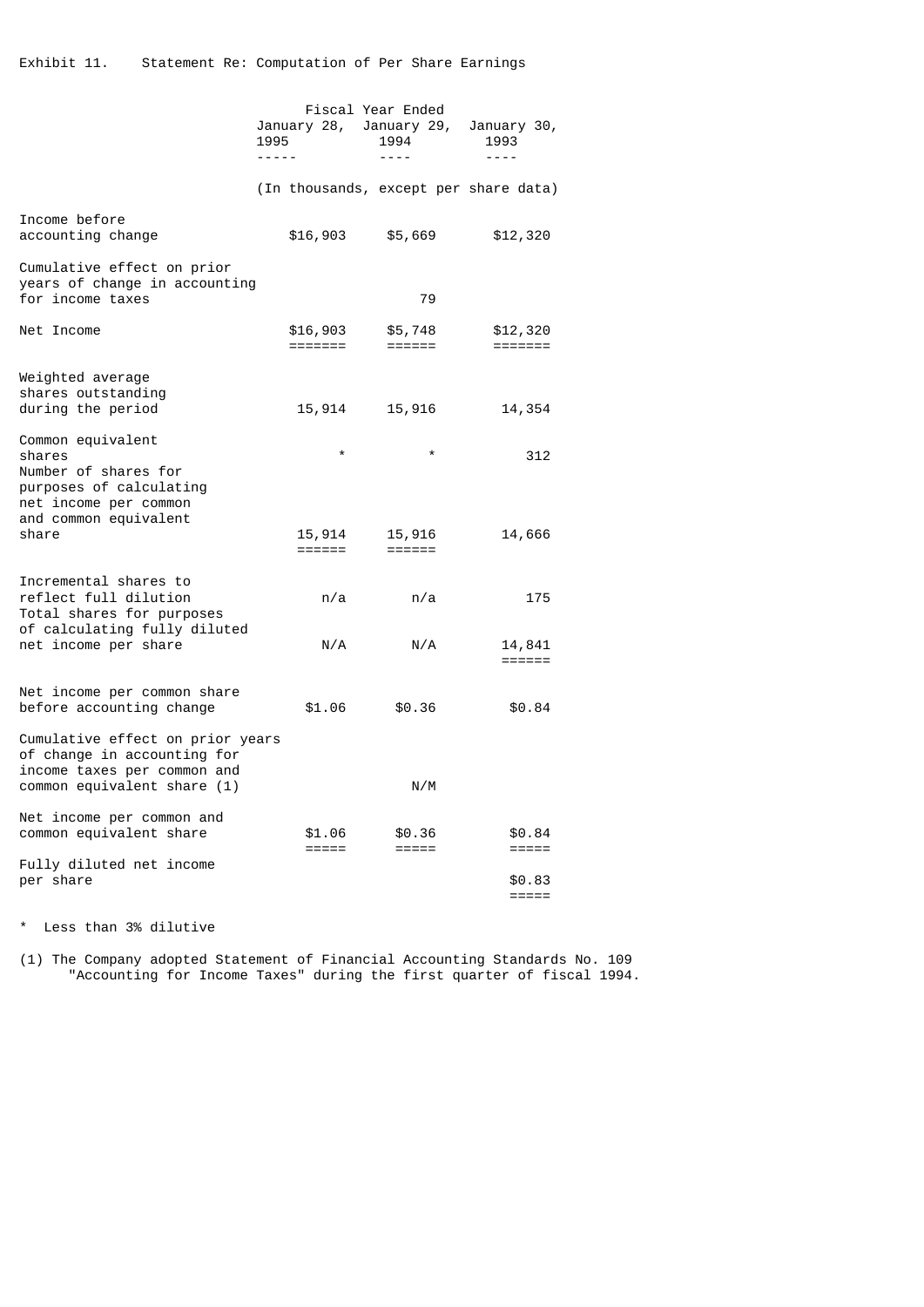Exhibit 11. Statement Re: Computation of Per Share Earnings

| | Fiscal Year Ended January 28, 1995 | January 29, 1994 | January 30, 1993 |
|---|---|---|---|
| | (In thousands, except per share data) | | |
| Income before accounting change | $16,903 | $5,669 | $12,320 |
| Cumulative effect on prior years of change in accounting for income taxes | | 79 | |
| Net Income | $16,903 | $5,748 | $12,320 |
| Weighted average shares outstanding during the period | 15,914 | 15,916 | 14,354 |
| Common equivalent shares | * | * | 312 |
| Number of shares for purposes of calculating net income per common and common equivalent share | 15,914 | 15,916 | 14,666 |
| Incremental shares to reflect full dilution | n/a | n/a | 175 |
| Total shares for purposes of calculating fully diluted net income per share | N/A | N/A | 14,841 |
| Net income per common share before accounting change | $1.06 | $0.36 | $0.84 |
| Cumulative effect on prior years of change in accounting for income taxes per common and common equivalent share (1) | | N/M | |
| Net income per common and common equivalent share | $1.06 | $0.36 | $0.84 |
| Fully diluted net income per share | | | $0.83 |

\* Less than 3% dilutive

(1) The Company adopted Statement of Financial Accounting Standards No. 109 "Accounting for Income Taxes" during the first quarter of fiscal 1994.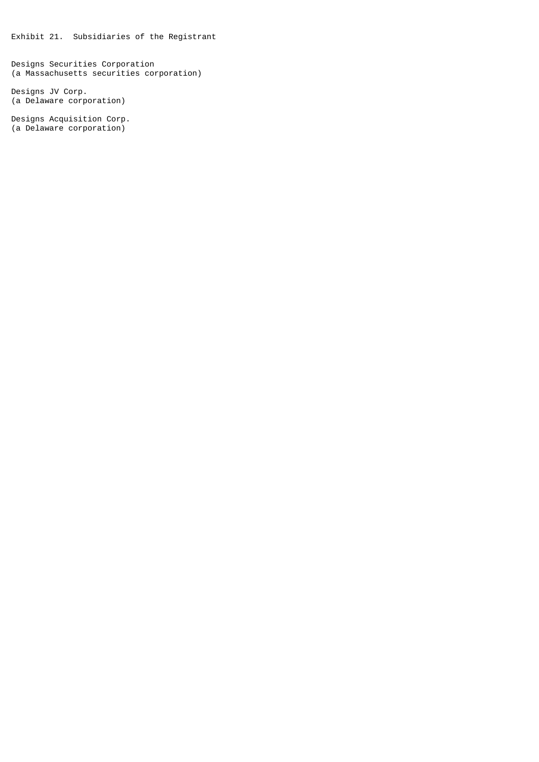# Exhibit 21. Subsidiaries of the Registrant

Designs Securities Corporation
(a Massachusetts securities corporation)

Designs JV Corp.
(a Delaware corporation)

Designs Acquisition Corp.
(a Delaware corporation)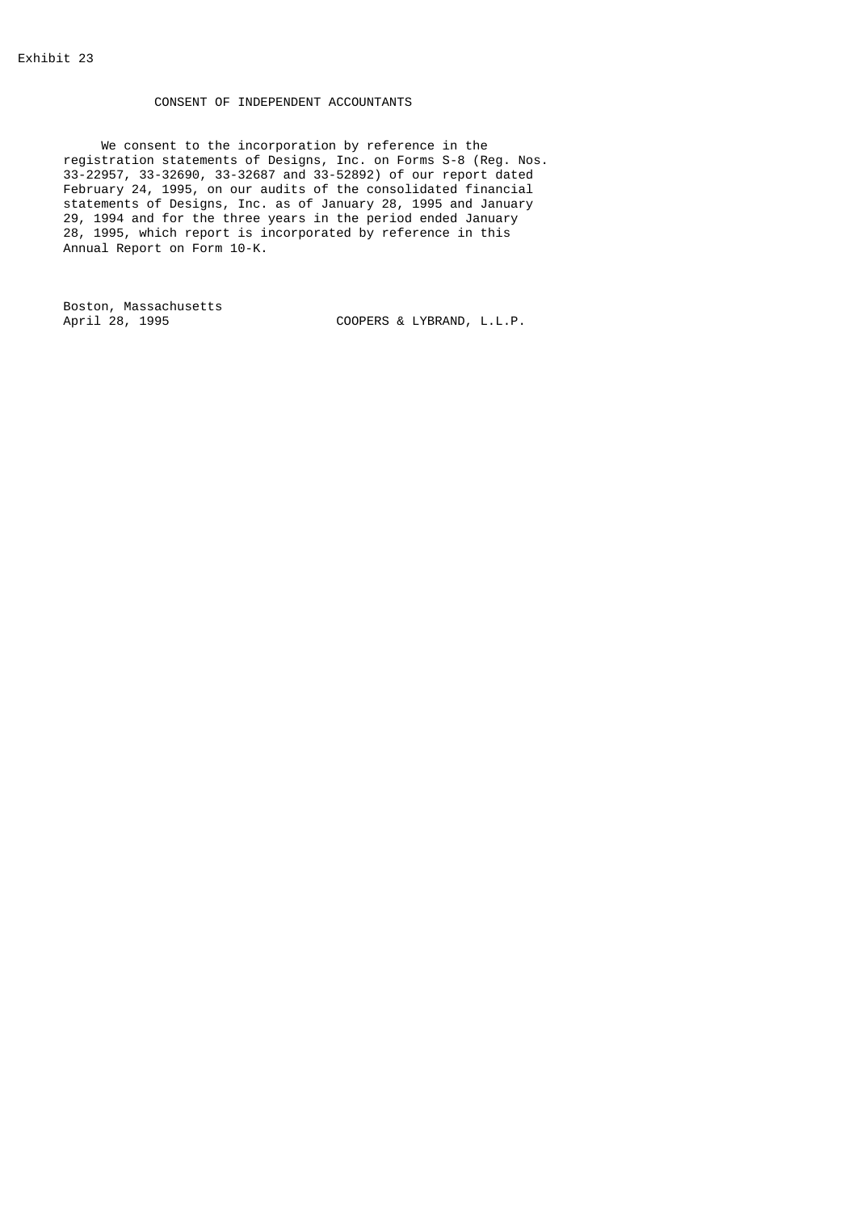Exhibit 23

# CONSENT OF INDEPENDENT ACCOUNTANTS

We consent to the incorporation by reference in the registration statements of Designs, Inc. on Forms S-8 (Reg. Nos. 33-22957, 33-32690, 33-32687 and 33-52892) of our report dated February 24, 1995, on our audits of the consolidated financial statements of Designs, Inc. as of January 28, 1995 and January 29, 1994 and for the three years in the period ended January 28, 1995, which report is incorporated by reference in this Annual Report on Form 10-K.

Boston, Massachusetts
April 28, 1995

COOPERS & LYBRAND, L.L.P.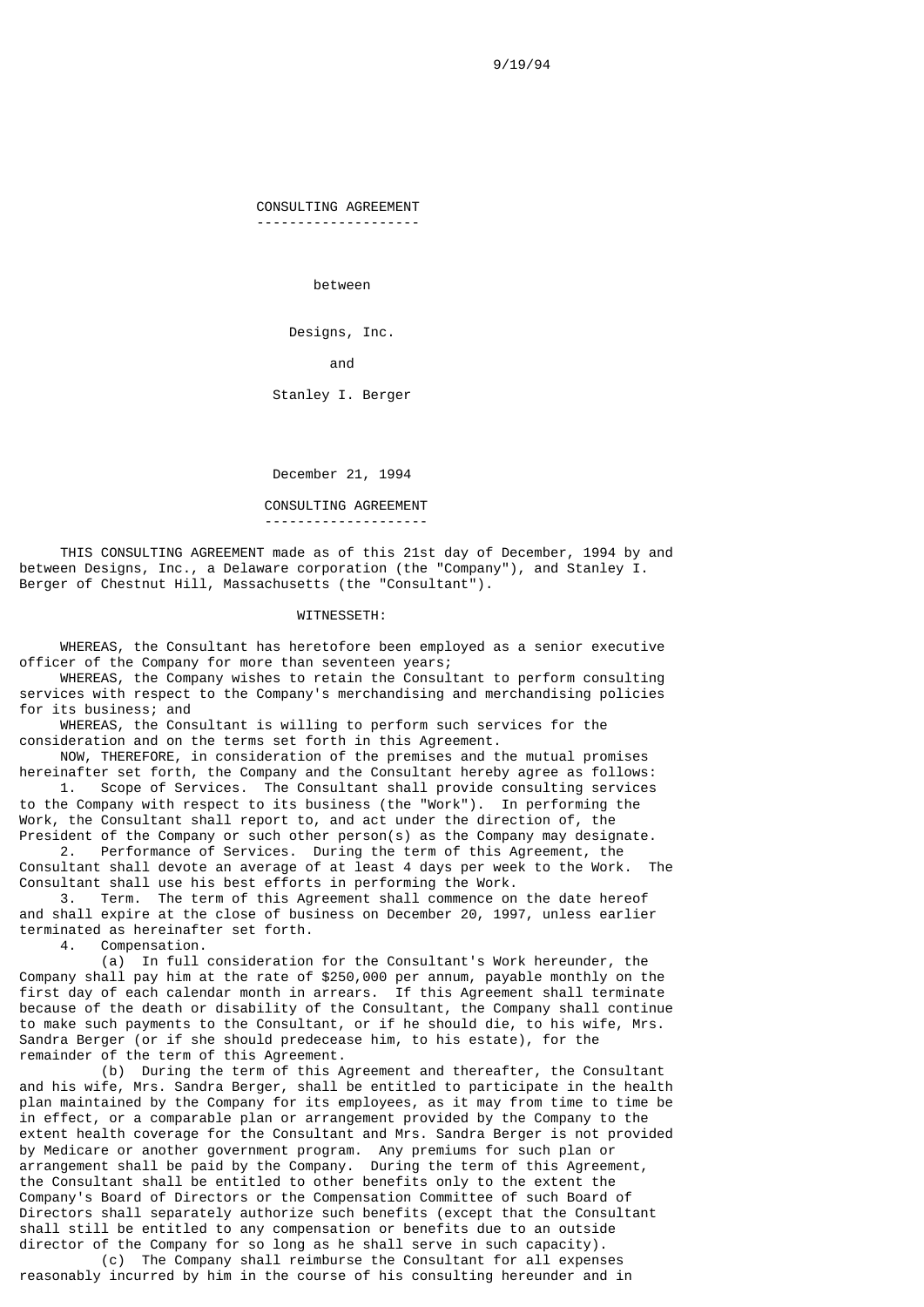9/19/94

# CONSULTING AGREEMENT

between

Designs, Inc.

and

Stanley I. Berger

December 21, 1994

# CONSULTING AGREEMENT

THIS CONSULTING AGREEMENT made as of this 21st day of December, 1994 by and between Designs, Inc., a Delaware corporation (the "Company"), and Stanley I. Berger of Chestnut Hill, Massachusetts (the "Consultant").

WITNESSETH:

WHEREAS, the Consultant has heretofore been employed as a senior executive officer of the Company for more than seventeen years;

WHEREAS, the Company wishes to retain the Consultant to perform consulting services with respect to the Company's merchandising and merchandising policies for its business; and

WHEREAS, the Consultant is willing to perform such services for the consideration and on the terms set forth in this Agreement.

NOW, THEREFORE, in consideration of the premises and the mutual promises hereinafter set forth, the Company and the Consultant hereby agree as follows:

1. Scope of Services. The Consultant shall provide consulting services to the Company with respect to its business (the "Work"). In performing the Work, the Consultant shall report to, and act under the direction of, the President of the Company or such other person(s) as the Company may designate.

2. Performance of Services. During the term of this Agreement, the Consultant shall devote an average of at least 4 days per week to the Work. The Consultant shall use his best efforts in performing the Work.

3. Term. The term of this Agreement shall commence on the date hereof and shall expire at the close of business on December 20, 1997, unless earlier terminated as hereinafter set forth.

4. Compensation.

(a) In full consideration for the Consultant's Work hereunder, the Company shall pay him at the rate of $250,000 per annum, payable monthly on the first day of each calendar month in arrears. If this Agreement shall terminate because of the death or disability of the Consultant, the Company shall continue to make such payments to the Consultant, or if he should die, to his wife, Mrs. Sandra Berger (or if she should predecease him, to his estate), for the remainder of the term of this Agreement.

(b) During the term of this Agreement and thereafter, the Consultant and his wife, Mrs. Sandra Berger, shall be entitled to participate in the health plan maintained by the Company for its employees, as it may from time to time be in effect, or a comparable plan or arrangement provided by the Company to the extent health coverage for the Consultant and Mrs. Sandra Berger is not provided by Medicare or another government program. Any premiums for such plan or arrangement shall be paid by the Company. During the term of this Agreement, the Consultant shall be entitled to other benefits only to the extent the Company's Board of Directors or the Compensation Committee of such Board of Directors shall separately authorize such benefits (except that the Consultant shall still be entitled to any compensation or benefits due to an outside director of the Company for so long as he shall serve in such capacity).

(c) The Company shall reimburse the Consultant for all expenses reasonably incurred by him in the course of his consulting hereunder and in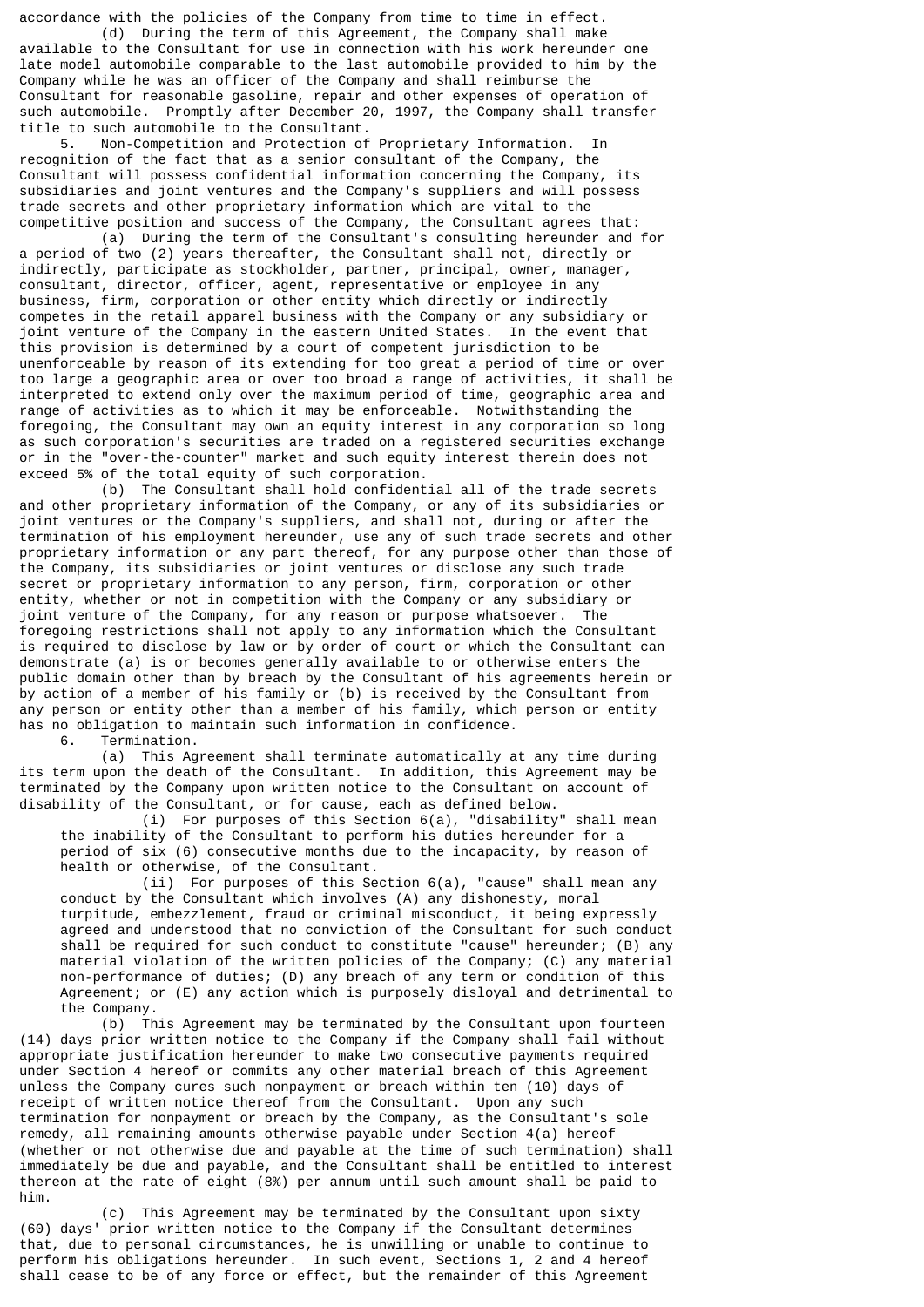accordance with the policies of the Company from time to time in effect.

(d) During the term of this Agreement, the Company shall make available to the Consultant for use in connection with his work hereunder one late model automobile comparable to the last automobile provided to him by the Company while he was an officer of the Company and shall reimburse the Consultant for reasonable gasoline, repair and other expenses of operation of such automobile. Promptly after December 20, 1997, the Company shall transfer title to such automobile to the Consultant.

5. Non-Competition and Protection of Proprietary Information. In recognition of the fact that as a senior consultant of the Company, the Consultant will possess confidential information concerning the Company, its subsidiaries and joint ventures and the Company's suppliers and will possess trade secrets and other proprietary information which are vital to the competitive position and success of the Company, the Consultant agrees that:

(a) During the term of the Consultant's consulting hereunder and for a period of two (2) years thereafter, the Consultant shall not, directly or indirectly, participate as stockholder, partner, principal, owner, manager, consultant, director, officer, agent, representative or employee in any business, firm, corporation or other entity which directly or indirectly competes in the retail apparel business with the Company or any subsidiary or joint venture of the Company in the eastern United States. In the event that this provision is determined by a court of competent jurisdiction to be unenforceable by reason of its extending for too great a period of time or over too large a geographic area or over too broad a range of activities, it shall be interpreted to extend only over the maximum period of time, geographic area and range of activities as to which it may be enforceable. Notwithstanding the foregoing, the Consultant may own an equity interest in any corporation so long as such corporation's securities are traded on a registered securities exchange or in the "over-the-counter" market and such equity interest therein does not exceed 5% of the total equity of such corporation.

(b) The Consultant shall hold confidential all of the trade secrets and other proprietary information of the Company, or any of its subsidiaries or joint ventures or the Company's suppliers, and shall not, during or after the termination of his employment hereunder, use any of such trade secrets and other proprietary information or any part thereof, for any purpose other than those of the Company, its subsidiaries or joint ventures or disclose any such trade secret or proprietary information to any person, firm, corporation or other entity, whether or not in competition with the Company or any subsidiary or joint venture of the Company, for any reason or purpose whatsoever. The foregoing restrictions shall not apply to any information which the Consultant is required to disclose by law or by order of court or which the Consultant can demonstrate (a) is or becomes generally available to or otherwise enters the public domain other than by breach by the Consultant of his agreements herein or by action of a member of his family or (b) is received by the Consultant from any person or entity other than a member of his family, which person or entity has no obligation to maintain such information in confidence.

6. Termination.

(a) This Agreement shall terminate automatically at any time during its term upon the death of the Consultant. In addition, this Agreement may be terminated by the Company upon written notice to the Consultant on account of disability of the Consultant, or for cause, each as defined below.

(i) For purposes of this Section 6(a), "disability" shall mean the inability of the Consultant to perform his duties hereunder for a period of six (6) consecutive months due to the incapacity, by reason of health or otherwise, of the Consultant.

(ii) For purposes of this Section 6(a), "cause" shall mean any conduct by the Consultant which involves (A) any dishonesty, moral turpitude, embezzlement, fraud or criminal misconduct, it being expressly agreed and understood that no conviction of the Consultant for such conduct shall be required for such conduct to constitute "cause" hereunder; (B) any material violation of the written policies of the Company; (C) any material non-performance of duties; (D) any breach of any term or condition of this Agreement; or (E) any action which is purposely disloyal and detrimental to the Company.

(b) This Agreement may be terminated by the Consultant upon fourteen (14) days prior written notice to the Company if the Company shall fail without appropriate justification hereunder to make two consecutive payments required under Section 4 hereof or commits any other material breach of this Agreement unless the Company cures such nonpayment or breach within ten (10) days of receipt of written notice thereof from the Consultant. Upon any such termination for nonpayment or breach by the Company, as the Consultant's sole remedy, all remaining amounts otherwise payable under Section 4(a) hereof (whether or not otherwise due and payable at the time of such termination) shall immediately be due and payable, and the Consultant shall be entitled to interest thereon at the rate of eight (8%) per annum until such amount shall be paid to him.

(c) This Agreement may be terminated by the Consultant upon sixty (60) days' prior written notice to the Company if the Consultant determines that, due to personal circumstances, he is unwilling or unable to continue to perform his obligations hereunder. In such event, Sections 1, 2 and 4 hereof shall cease to be of any force or effect, but the remainder of this Agreement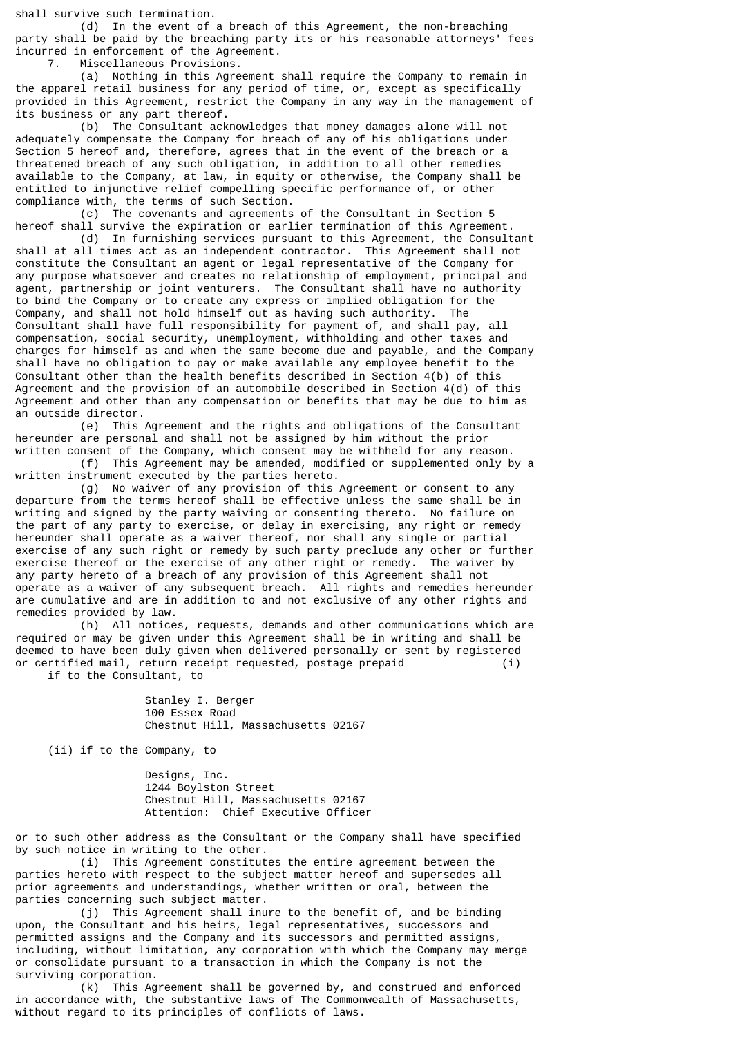shall survive such termination.

(d) In the event of a breach of this Agreement, the non-breaching party shall be paid by the breaching party its or his reasonable attorneys' fees incurred in enforcement of the Agreement.

7. Miscellaneous Provisions.

(a) Nothing in this Agreement shall require the Company to remain in the apparel retail business for any period of time, or, except as specifically provided in this Agreement, restrict the Company in any way in the management of its business or any part thereof.

(b) The Consultant acknowledges that money damages alone will not adequately compensate the Company for breach of any of his obligations under Section 5 hereof and, therefore, agrees that in the event of the breach or a threatened breach of any such obligation, in addition to all other remedies available to the Company, at law, in equity or otherwise, the Company shall be entitled to injunctive relief compelling specific performance of, or other compliance with, the terms of such Section.

(c) The covenants and agreements of the Consultant in Section 5 hereof shall survive the expiration or earlier termination of this Agreement.

(d) In furnishing services pursuant to this Agreement, the Consultant shall at all times act as an independent contractor. This Agreement shall not constitute the Consultant an agent or legal representative of the Company for any purpose whatsoever and creates no relationship of employment, principal and agent, partnership or joint venturers. The Consultant shall have no authority to bind the Company or to create any express or implied obligation for the Company, and shall not hold himself out as having such authority. The Consultant shall have full responsibility for payment of, and shall pay, all compensation, social security, unemployment, withholding and other taxes and charges for himself as and when the same become due and payable, and the Company shall have no obligation to pay or make available any employee benefit to the Consultant other than the health benefits described in Section 4(b) of this Agreement and the provision of an automobile described in Section 4(d) of this Agreement and other than any compensation or benefits that may be due to him as an outside director.

(e) This Agreement and the rights and obligations of the Consultant hereunder are personal and shall not be assigned by him without the prior written consent of the Company, which consent may be withheld for any reason.

(f) This Agreement may be amended, modified or supplemented only by a written instrument executed by the parties hereto.

(g) No waiver of any provision of this Agreement or consent to any departure from the terms hereof shall be effective unless the same shall be in writing and signed by the party waiving or consenting thereto. No failure on the part of any party to exercise, or delay in exercising, any right or remedy hereunder shall operate as a waiver thereof, nor shall any single or partial exercise of any such right or remedy by such party preclude any other or further exercise thereof or the exercise of any other right or remedy. The waiver by any party hereto of a breach of any provision of this Agreement shall not operate as a waiver of any subsequent breach. All rights and remedies hereunder are cumulative and are in addition to and not exclusive of any other rights and remedies provided by law.

(h) All notices, requests, demands and other communications which are required or may be given under this Agreement shall be in writing and shall be deemed to have been duly given when delivered personally or sent by registered or certified mail, return receipt requested, postage prepaid (i) if to the Consultant, to

Stanley I. Berger
100 Essex Road
Chestnut Hill, Massachusetts 02167

(ii) if to the Company, to

Designs, Inc.
1244 Boylston Street
Chestnut Hill, Massachusetts 02167
Attention: Chief Executive Officer

or to such other address as the Consultant or the Company shall have specified by such notice in writing to the other.

(i) This Agreement constitutes the entire agreement between the parties hereto with respect to the subject matter hereof and supersedes all prior agreements and understandings, whether written or oral, between the parties concerning such subject matter.

(j) This Agreement shall inure to the benefit of, and be binding upon, the Consultant and his heirs, legal representatives, successors and permitted assigns and the Company and its successors and permitted assigns, including, without limitation, any corporation with which the Company may merge or consolidate pursuant to a transaction in which the Company is not the surviving corporation.

(k) This Agreement shall be governed by, and construed and enforced in accordance with, the substantive laws of The Commonwealth of Massachusetts, without regard to its principles of conflicts of laws.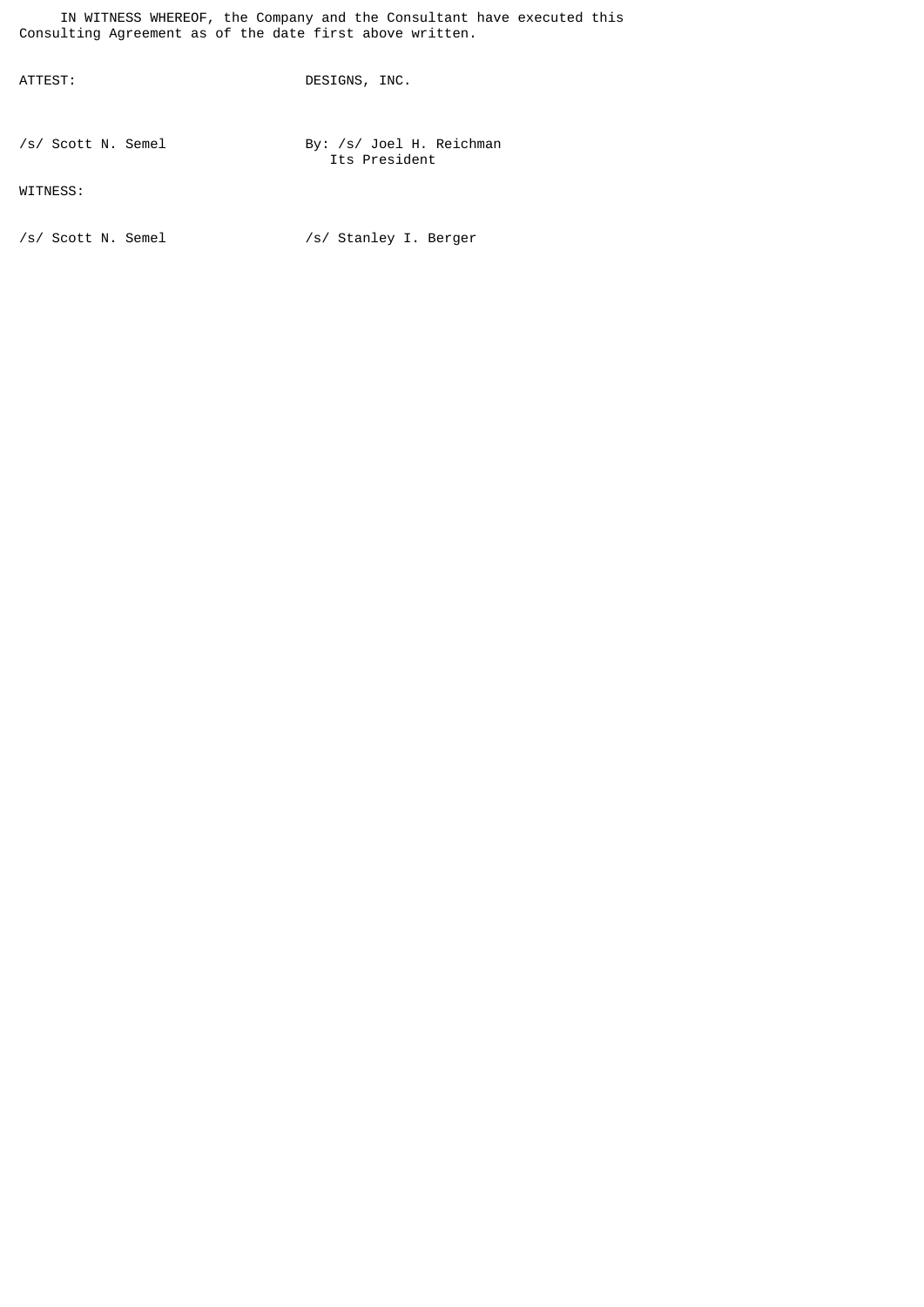IN WITNESS WHEREOF, the Company and the Consultant have executed this Consulting Agreement as of the date first above written.

| ATTEST: | DESIGNS, INC. |
| --- | --- |
| /s/ Scott N. Semel | By: /s/ Joel H. Reichman<br>Its President |
| WITNESS: | |
| /s/ Scott N. Semel | /s/ Stanley I. Berger |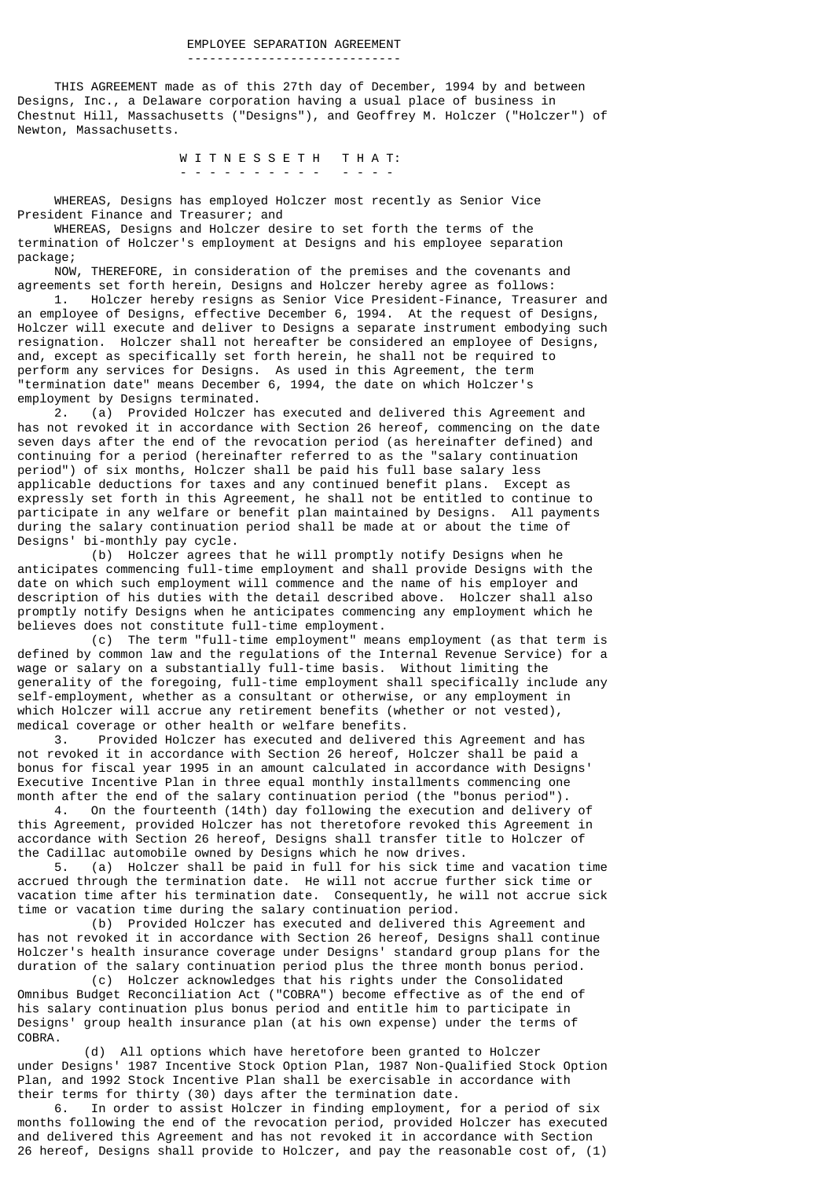# EMPLOYEE SEPARATION AGREEMENT

THIS AGREEMENT made as of this 27th day of December, 1994 by and between Designs, Inc., a Delaware corporation having a usual place of business in Chestnut Hill, Massachusetts ("Designs"), and Geoffrey M. Holczer ("Holczer") of Newton, Massachusetts.

W I T N E S S E T H T H A T:

WHEREAS, Designs has employed Holczer most recently as Senior Vice President Finance and Treasurer; and

WHEREAS, Designs and Holczer desire to set forth the terms of the termination of Holczer's employment at Designs and his employee separation package;

NOW, THEREFORE, in consideration of the premises and the covenants and agreements set forth herein, Designs and Holczer hereby agree as follows:

1. Holczer hereby resigns as Senior Vice President-Finance, Treasurer and an employee of Designs, effective December 6, 1994. At the request of Designs, Holczer will execute and deliver to Designs a separate instrument embodying such resignation. Holczer shall not hereafter be considered an employee of Designs, and, except as specifically set forth herein, he shall not be required to perform any services for Designs. As used in this Agreement, the term "termination date" means December 6, 1994, the date on which Holczer's employment by Designs terminated.

2. (a) Provided Holczer has executed and delivered this Agreement and has not revoked it in accordance with Section 26 hereof, commencing on the date seven days after the end of the revocation period (as hereinafter defined) and continuing for a period (hereinafter referred to as the "salary continuation period") of six months, Holczer shall be paid his full base salary less applicable deductions for taxes and any continued benefit plans. Except as expressly set forth in this Agreement, he shall not be entitled to continue to participate in any welfare or benefit plan maintained by Designs. All payments during the salary continuation period shall be made at or about the time of Designs' bi-monthly pay cycle.

(b) Holczer agrees that he will promptly notify Designs when he anticipates commencing full-time employment and shall provide Designs with the date on which such employment will commence and the name of his employer and description of his duties with the detail described above. Holczer shall also promptly notify Designs when he anticipates commencing any employment which he believes does not constitute full-time employment.

(c) The term "full-time employment" means employment (as that term is defined by common law and the regulations of the Internal Revenue Service) for a wage or salary on a substantially full-time basis. Without limiting the generality of the foregoing, full-time employment shall specifically include any self-employment, whether as a consultant or otherwise, or any employment in which Holczer will accrue any retirement benefits (whether or not vested), medical coverage or other health or welfare benefits.

3. Provided Holczer has executed and delivered this Agreement and has not revoked it in accordance with Section 26 hereof, Holczer shall be paid a bonus for fiscal year 1995 in an amount calculated in accordance with Designs' Executive Incentive Plan in three equal monthly installments commencing one month after the end of the salary continuation period (the "bonus period").

4. On the fourteenth (14th) day following the execution and delivery of this Agreement, provided Holczer has not theretofore revoked this Agreement in accordance with Section 26 hereof, Designs shall transfer title to Holczer of the Cadillac automobile owned by Designs which he now drives.

5. (a) Holczer shall be paid in full for his sick time and vacation time accrued through the termination date. He will not accrue further sick time or vacation time after his termination date. Consequently, he will not accrue sick time or vacation time during the salary continuation period.

(b) Provided Holczer has executed and delivered this Agreement and has not revoked it in accordance with Section 26 hereof, Designs shall continue Holczer's health insurance coverage under Designs' standard group plans for the duration of the salary continuation period plus the three month bonus period.

(c) Holczer acknowledges that his rights under the Consolidated Omnibus Budget Reconciliation Act ("COBRA") become effective as of the end of his salary continuation plus bonus period and entitle him to participate in Designs' group health insurance plan (at his own expense) under the terms of COBRA.

(d) All options which have heretofore been granted to Holczer under Designs' 1987 Incentive Stock Option Plan, 1987 Non-Qualified Stock Option Plan, and 1992 Stock Incentive Plan shall be exercisable in accordance with their terms for thirty (30) days after the termination date.

6. In order to assist Holczer in finding employment, for a period of six months following the end of the revocation period, provided Holczer has executed and delivered this Agreement and has not revoked it in accordance with Section 26 hereof, Designs shall provide to Holczer, and pay the reasonable cost of, (1)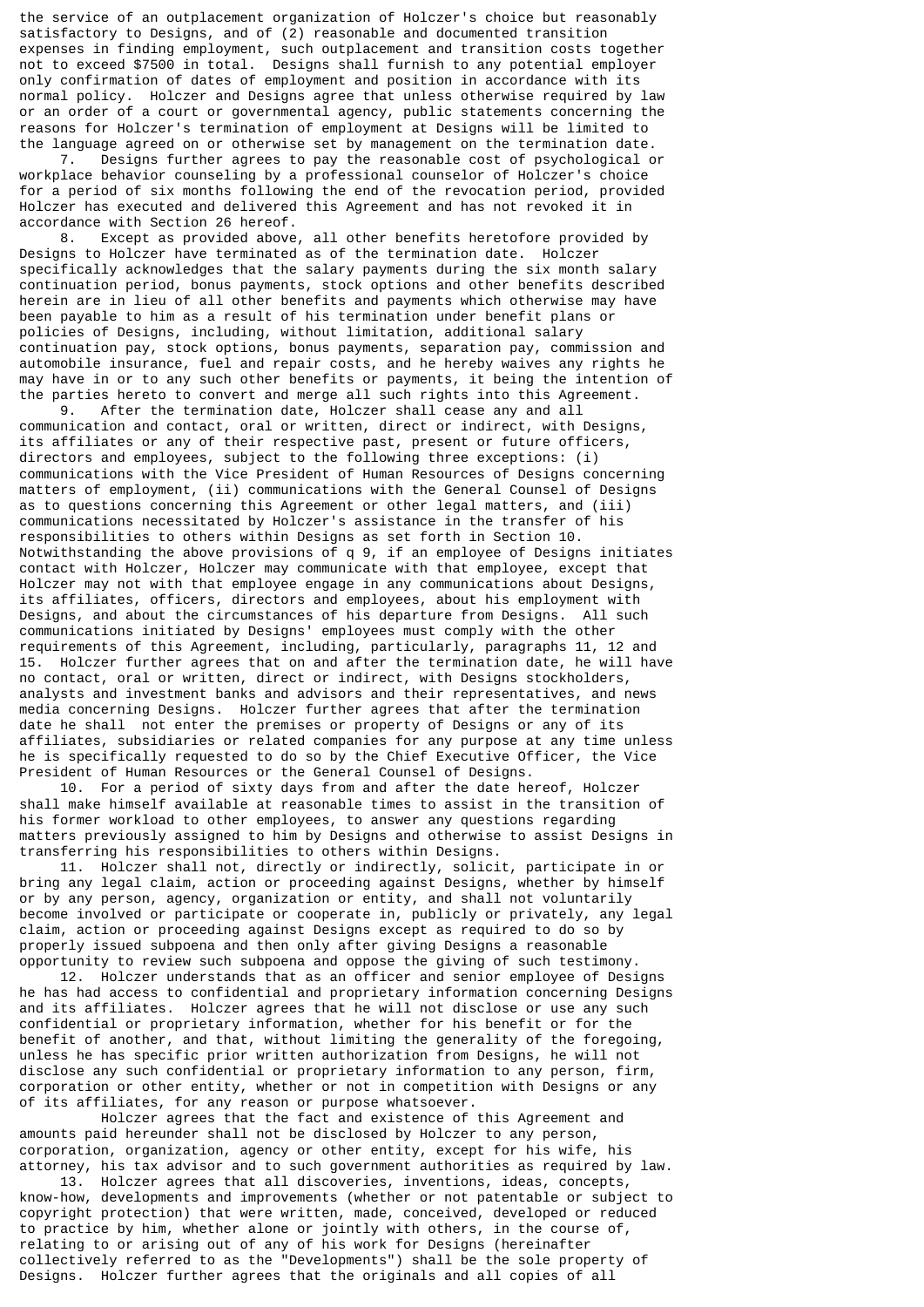the service of an outplacement organization of Holczer's choice but reasonably satisfactory to Designs, and of (2) reasonable and documented transition expenses in finding employment, such outplacement and transition costs together not to exceed $7500 in total. Designs shall furnish to any potential employer only confirmation of dates of employment and position in accordance with its normal policy. Holczer and Designs agree that unless otherwise required by law or an order of a court or governmental agency, public statements concerning the reasons for Holczer's termination of employment at Designs will be limited to the language agreed on or otherwise set by management on the termination date.

7. Designs further agrees to pay the reasonable cost of psychological or workplace behavior counseling by a professional counselor of Holczer's choice for a period of six months following the end of the revocation period, provided Holczer has executed and delivered this Agreement and has not revoked it in accordance with Section 26 hereof.

8. Except as provided above, all other benefits heretofore provided by Designs to Holczer have terminated as of the termination date. Holczer specifically acknowledges that the salary payments during the six month salary continuation period, bonus payments, stock options and other benefits described herein are in lieu of all other benefits and payments which otherwise may have been payable to him as a result of his termination under benefit plans or policies of Designs, including, without limitation, additional salary continuation pay, stock options, bonus payments, separation pay, commission and automobile insurance, fuel and repair costs, and he hereby waives any rights he may have in or to any such other benefits or payments, it being the intention of the parties hereto to convert and merge all such rights into this Agreement.

9. After the termination date, Holczer shall cease any and all communication and contact, oral or written, direct or indirect, with Designs, its affiliates or any of their respective past, present or future officers, directors and employees, subject to the following three exceptions: (i) communications with the Vice President of Human Resources of Designs concerning matters of employment, (ii) communications with the General Counsel of Designs as to questions concerning this Agreement or other legal matters, and (iii) communications necessitated by Holczer's assistance in the transfer of his responsibilities to others within Designs as set forth in Section 10. Notwithstanding the above provisions of q 9, if an employee of Designs initiates contact with Holczer, Holczer may communicate with that employee, except that Holczer may not with that employee engage in any communications about Designs, its affiliates, officers, directors and employees, about his employment with Designs, and about the circumstances of his departure from Designs. All such communications initiated by Designs' employees must comply with the other requirements of this Agreement, including, particularly, paragraphs 11, 12 and 15. Holczer further agrees that on and after the termination date, he will have no contact, oral or written, direct or indirect, with Designs stockholders, analysts and investment banks and advisors and their representatives, and news media concerning Designs. Holczer further agrees that after the termination date he shall not enter the premises or property of Designs or any of its affiliates, subsidiaries or related companies for any purpose at any time unless he is specifically requested to do so by the Chief Executive Officer, the Vice President of Human Resources or the General Counsel of Designs.

10. For a period of sixty days from and after the date hereof, Holczer shall make himself available at reasonable times to assist in the transition of his former workload to other employees, to answer any questions regarding matters previously assigned to him by Designs and otherwise to assist Designs in transferring his responsibilities to others within Designs.

11. Holczer shall not, directly or indirectly, solicit, participate in or bring any legal claim, action or proceeding against Designs, whether by himself or by any person, agency, organization or entity, and shall not voluntarily become involved or participate or cooperate in, publicly or privately, any legal claim, action or proceeding against Designs except as required to do so by properly issued subpoena and then only after giving Designs a reasonable opportunity to review such subpoena and oppose the giving of such testimony.

12. Holczer understands that as an officer and senior employee of Designs he has had access to confidential and proprietary information concerning Designs and its affiliates. Holczer agrees that he will not disclose or use any such confidential or proprietary information, whether for his benefit or for the benefit of another, and that, without limiting the generality of the foregoing, unless he has specific prior written authorization from Designs, he will not disclose any such confidential or proprietary information to any person, firm, corporation or other entity, whether or not in competition with Designs or any of its affiliates, for any reason or purpose whatsoever.

Holczer agrees that the fact and existence of this Agreement and amounts paid hereunder shall not be disclosed by Holczer to any person, corporation, organization, agency or other entity, except for his wife, his attorney, his tax advisor and to such government authorities as required by law.

13. Holczer agrees that all discoveries, inventions, ideas, concepts, know-how, developments and improvements (whether or not patentable or subject to copyright protection) that were written, made, conceived, developed or reduced to practice by him, whether alone or jointly with others, in the course of, relating to or arising out of any of his work for Designs (hereinafter collectively referred to as the "Developments") shall be the sole property of Designs. Holczer further agrees that the originals and all copies of all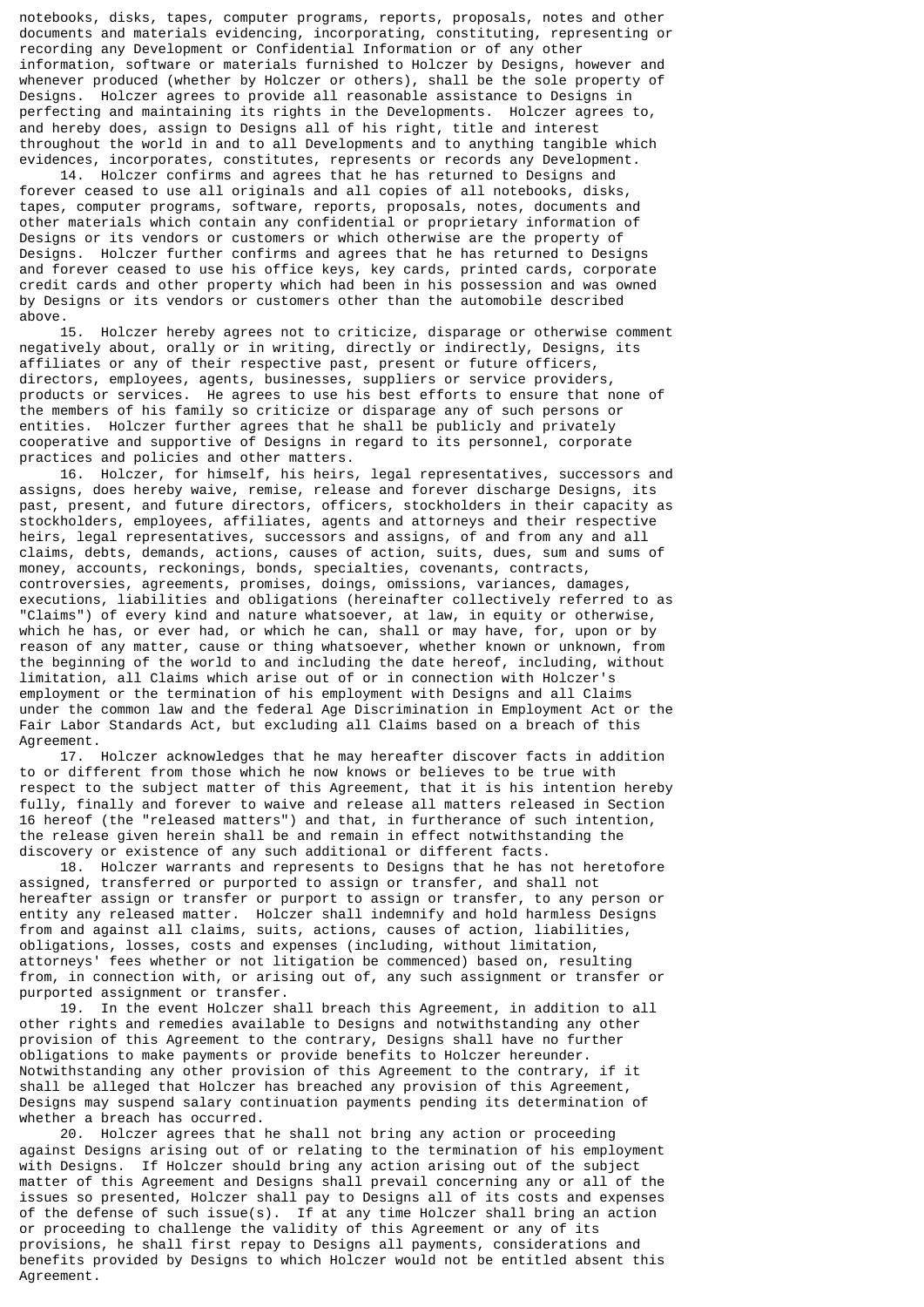notebooks, disks, tapes, computer programs, reports, proposals, notes and other documents and materials evidencing, incorporating, constituting, representing or recording any Development or Confidential Information or of any other information, software or materials furnished to Holczer by Designs, however and whenever produced (whether by Holczer or others), shall be the sole property of Designs. Holczer agrees to provide all reasonable assistance to Designs in perfecting and maintaining its rights in the Developments. Holczer agrees to, and hereby does, assign to Designs all of his right, title and interest throughout the world in and to all Developments and to anything tangible which evidences, incorporates, constitutes, represents or records any Development.

14. Holczer confirms and agrees that he has returned to Designs and forever ceased to use all originals and all copies of all notebooks, disks, tapes, computer programs, software, reports, proposals, notes, documents and other materials which contain any confidential or proprietary information of Designs or its vendors or customers or which otherwise are the property of Designs. Holczer further confirms and agrees that he has returned to Designs and forever ceased to use his office keys, key cards, printed cards, corporate credit cards and other property which had been in his possession and was owned by Designs or its vendors or customers other than the automobile described above.

15. Holczer hereby agrees not to criticize, disparage or otherwise comment negatively about, orally or in writing, directly or indirectly, Designs, its affiliates or any of their respective past, present or future officers, directors, employees, agents, businesses, suppliers or service providers, products or services. He agrees to use his best efforts to ensure that none of the members of his family so criticize or disparage any of such persons or entities. Holczer further agrees that he shall be publicly and privately cooperative and supportive of Designs in regard to its personnel, corporate practices and policies and other matters.

16. Holczer, for himself, his heirs, legal representatives, successors and assigns, does hereby waive, remise, release and forever discharge Designs, its past, present, and future directors, officers, stockholders in their capacity as stockholders, employees, affiliates, agents and attorneys and their respective heirs, legal representatives, successors and assigns, of and from any and all claims, debts, demands, actions, causes of action, suits, dues, sum and sums of money, accounts, reckonings, bonds, specialties, covenants, contracts, controversies, agreements, promises, doings, omissions, variances, damages, executions, liabilities and obligations (hereinafter collectively referred to as "Claims") of every kind and nature whatsoever, at law, in equity or otherwise, which he has, or ever had, or which he can, shall or may have, for, upon or by reason of any matter, cause or thing whatsoever, whether known or unknown, from the beginning of the world to and including the date hereof, including, without limitation, all Claims which arise out of or in connection with Holczer's employment or the termination of his employment with Designs and all Claims under the common law and the federal Age Discrimination in Employment Act or the Fair Labor Standards Act, but excluding all Claims based on a breach of this Agreement.

17. Holczer acknowledges that he may hereafter discover facts in addition to or different from those which he now knows or believes to be true with respect to the subject matter of this Agreement, that it is his intention hereby fully, finally and forever to waive and release all matters released in Section 16 hereof (the "released matters") and that, in furtherance of such intention, the release given herein shall be and remain in effect notwithstanding the discovery or existence of any such additional or different facts.

18. Holczer warrants and represents to Designs that he has not heretofore assigned, transferred or purported to assign or transfer, and shall not hereafter assign or transfer or purport to assign or transfer, to any person or entity any released matter. Holczer shall indemnify and hold harmless Designs from and against all claims, suits, actions, causes of action, liabilities, obligations, losses, costs and expenses (including, without limitation, attorneys' fees whether or not litigation be commenced) based on, resulting from, in connection with, or arising out of, any such assignment or transfer or purported assignment or transfer.

19. In the event Holczer shall breach this Agreement, in addition to all other rights and remedies available to Designs and notwithstanding any other provision of this Agreement to the contrary, Designs shall have no further obligations to make payments or provide benefits to Holczer hereunder. Notwithstanding any other provision of this Agreement to the contrary, if it shall be alleged that Holczer has breached any provision of this Agreement, Designs may suspend salary continuation payments pending its determination of whether a breach has occurred.

20. Holczer agrees that he shall not bring any action or proceeding against Designs arising out of or relating to the termination of his employment with Designs. If Holczer should bring any action arising out of the subject matter of this Agreement and Designs shall prevail concerning any or all of the issues so presented, Holczer shall pay to Designs all of its costs and expenses of the defense of such issue(s). If at any time Holczer shall bring an action or proceeding to challenge the validity of this Agreement or any of its provisions, he shall first repay to Designs all payments, considerations and benefits provided by Designs to which Holczer would not be entitled absent this Agreement.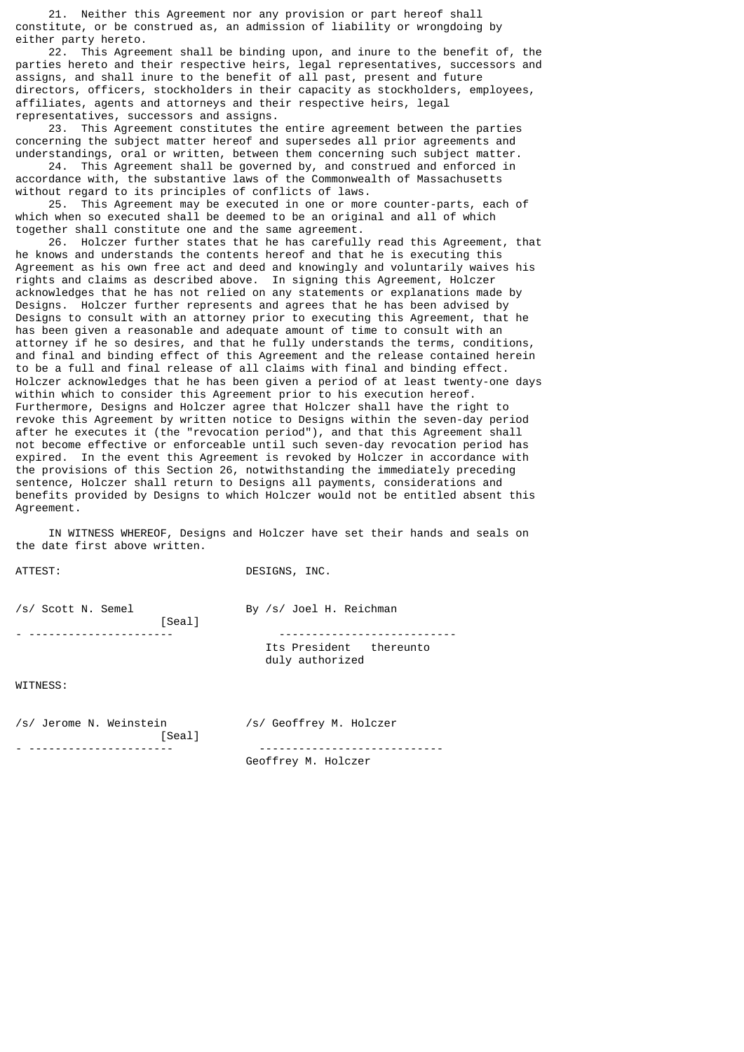21. Neither this Agreement nor any provision or part hereof shall constitute, or be construed as, an admission of liability or wrongdoing by either party hereto.

22. This Agreement shall be binding upon, and inure to the benefit of, the parties hereto and their respective heirs, legal representatives, successors and assigns, and shall inure to the benefit of all past, present and future directors, officers, stockholders in their capacity as stockholders, employees, affiliates, agents and attorneys and their respective heirs, legal representatives, successors and assigns.

23. This Agreement constitutes the entire agreement between the parties concerning the subject matter hereof and supersedes all prior agreements and understandings, oral or written, between them concerning such subject matter.

24. This Agreement shall be governed by, and construed and enforced in accordance with, the substantive laws of the Commonwealth of Massachusetts without regard to its principles of conflicts of laws.

25. This Agreement may be executed in one or more counter-parts, each of which when so executed shall be deemed to be an original and all of which together shall constitute one and the same agreement.

26. Holczer further states that he has carefully read this Agreement, that he knows and understands the contents hereof and that he is executing this Agreement as his own free act and deed and knowingly and voluntarily waives his rights and claims as described above. In signing this Agreement, Holczer acknowledges that he has not relied on any statements or explanations made by Designs. Holczer further represents and agrees that he has been advised by Designs to consult with an attorney prior to executing this Agreement, that he has been given a reasonable and adequate amount of time to consult with an attorney if he so desires, and that he fully understands the terms, conditions, and final and binding effect of this Agreement and the release contained herein to be a full and final release of all claims with final and binding effect. Holczer acknowledges that he has been given a period of at least twenty-one days within which to consider this Agreement prior to his execution hereof. Furthermore, Designs and Holczer agree that Holczer shall have the right to revoke this Agreement by written notice to Designs within the seven-day period after he executes it (the "revocation period"), and that this Agreement shall not become effective or enforceable until such seven-day revocation period has expired. In the event this Agreement is revoked by Holczer in accordance with the provisions of this Section 26, notwithstanding the immediately preceding sentence, Holczer shall return to Designs all payments, considerations and benefits provided by Designs to which Holczer would not be entitled absent this Agreement.

IN WITNESS WHEREOF, Designs and Holczer have set their hands and seals on the date first above written.

ATTEST: DESIGNS, INC.

/s/ Scott N. Semel [Seal]

By /s/ Joel H. Reichman
Its President thereunto duly authorized

WITNESS:

/s/ Jerome N. Weinstein [Seal]

/s/ Geoffrey M. Holczer
Geoffrey M. Holczer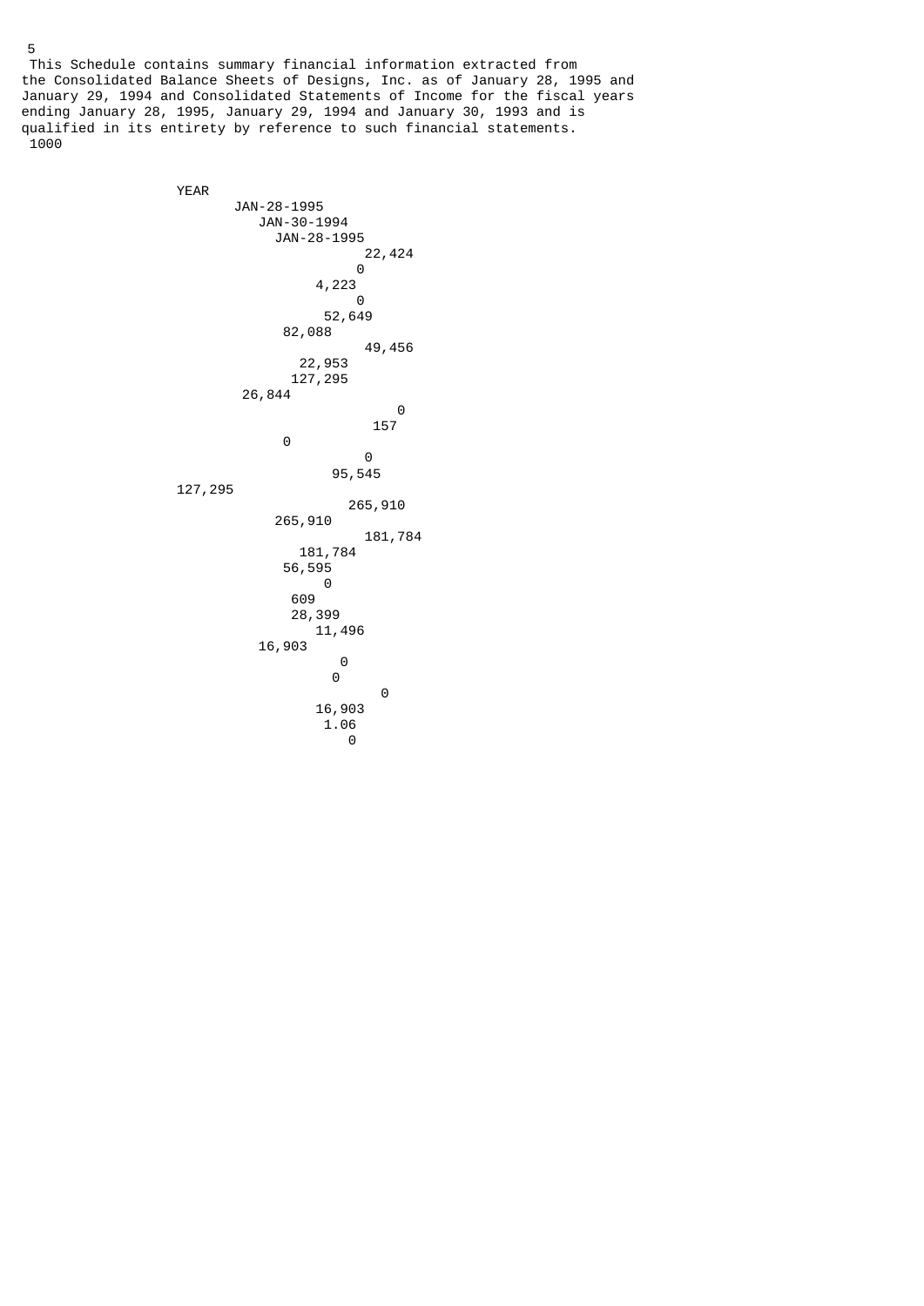5

This Schedule contains summary financial information extracted from the Consolidated Balance Sheets of Designs, Inc. as of January 28, 1995 and January 29, 1994 and Consolidated Statements of Income for the fiscal years ending January 28, 1995, January 29, 1994 and January 30, 1993 and is qualified in its entirety by reference to such financial statements.

1000

```
                YEAR
                       JAN-28-1995
                          JAN-30-1994
                            JAN-28-1995
                                       22,424
                                            0
                                   4,223
                                            0
                                    52,649
                              82,088
                                       49,456
                                22,953
                               127,295
                      26,844
                                           0
                                          157
                              0
                                         0
                                    95,545
                127,295
                                      265,910
                             265,910
                                       181,784
                                181,784
                              56,595
                                   0
                             609
                             28,399
                                11,496
                        16,903
                                    0
                                  0
                                         0
                                   16,903
                                    1.06
                                       0
```